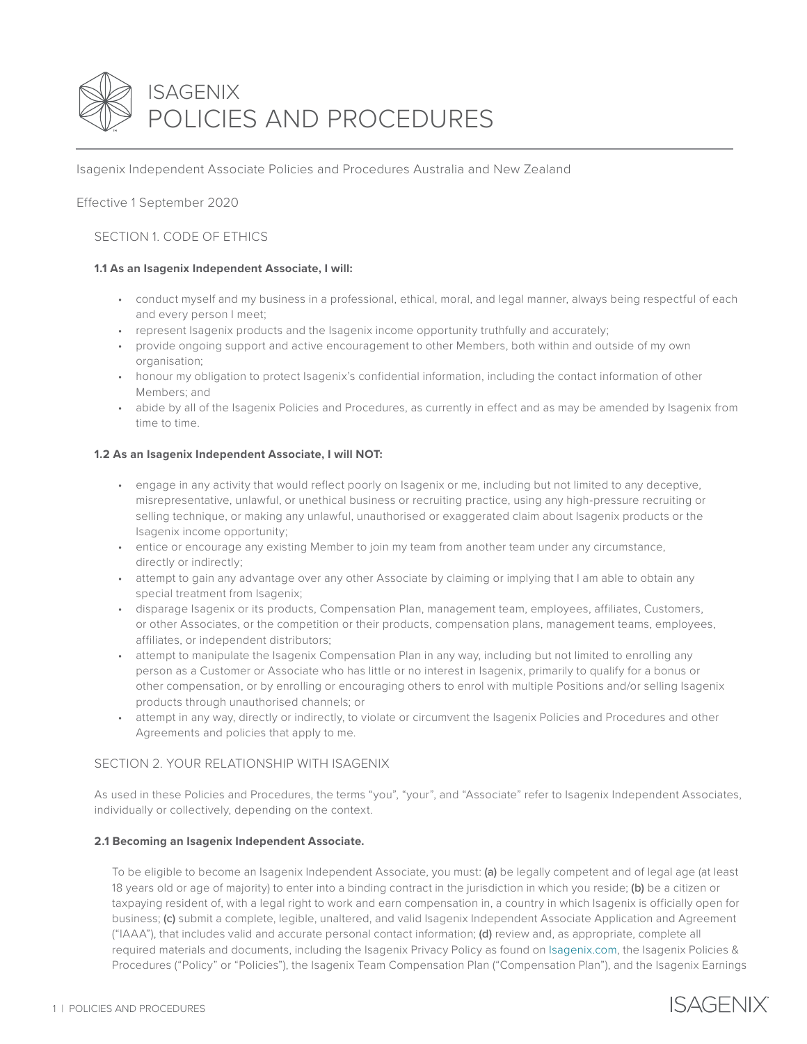# ISAGENIX POLICIES AND PROCEDURES

Isagenix Independent Associate Policies and Procedures Australia and New Zealand

Effective 1 September 2020

## SECTION 1. CODE OF ETHICS

### 1.1 As an Isagenix Independent Associate, I will:

- conduct myself and my business in a professional, ethical, moral, and legal manner, always being respectful of each and every person I meet;
- represent Isagenix products and the Isagenix income opportunity truthfully and accurately;
- provide ongoing support and active encouragement to other Members, both within and outside of my own organisation;
- honour my obligation to protect Isagenix's confidential information, including the contact information of other Members; and
- abide by all of the Isagenix Policies and Procedures, as currently in effect and as may be amended by Isagenix from time to time.

### 1.2 As an Isagenix Independent Associate, I will NOT:

- engage in any activity that would reflect poorly on Isagenix or me, including but not limited to any deceptive, misrepresentative, unlawful, or unethical business or recruiting practice, using any high-pressure recruiting or selling technique, or making any unlawful, unauthorised or exaggerated claim about Isagenix products or the Isagenix income opportunity;
- entice or encourage any existing Member to join my team from another team under any circumstance, directly or indirectly;
- attempt to gain any advantage over any other Associate by claiming or implying that I am able to obtain any special treatment from Isagenix;
- disparage Isagenix or its products, Compensation Plan, management team, employees, affiliates, Customers, or other Associates, or the competition or their products, compensation plans, management teams, employees, affiliates, or independent distributors;
- attempt to manipulate the Isagenix Compensation Plan in any way, including but not limited to enrolling any person as a Customer or Associate who has little or no interest in Isagenix, primarily to qualify for a bonus or other compensation, or by enrolling or encouraging others to enrol with multiple Positions and/or selling Isagenix products through unauthorised channels; or
- attempt in any way, directly or indirectly, to violate or circumvent the Isagenix Policies and Procedures and other Agreements and policies that apply to me.

## SECTION 2. YOUR RELATIONSHIP WITH ISAGENIX

As used in these Policies and Procedures, the terms "you", "your", and "Associate" refer to Isagenix Independent Associates, individually or collectively, depending on the context.

### 2.1 Becoming an Isagenix Independent Associate.

To be eligible to become an Isagenix Independent Associate, you must: **(a)** be legally competent and of legal age (at least 18 years old or age of majority) to enter into a binding contract in the jurisdiction in which you reside; **(b)** be a citizen or taxpaying resident of, with a legal right to work and earn compensation in, a country in which Isagenix is officially open for business; **(c)** submit a complete, legible, unaltered, and valid Isagenix Independent Associate Application and Agreement ("IAAA"), that includes valid and accurate personal contact information; **(d)** review and, as appropriate, complete all required materials and documents, including the Isagenix Privacy Policy as found on Isagenix.com, the Isagenix Policies & Procedures ("Policy" or "Policies"), the Isagenix Team Compensation Plan ("Compensation Plan"), and the Isagenix Earnings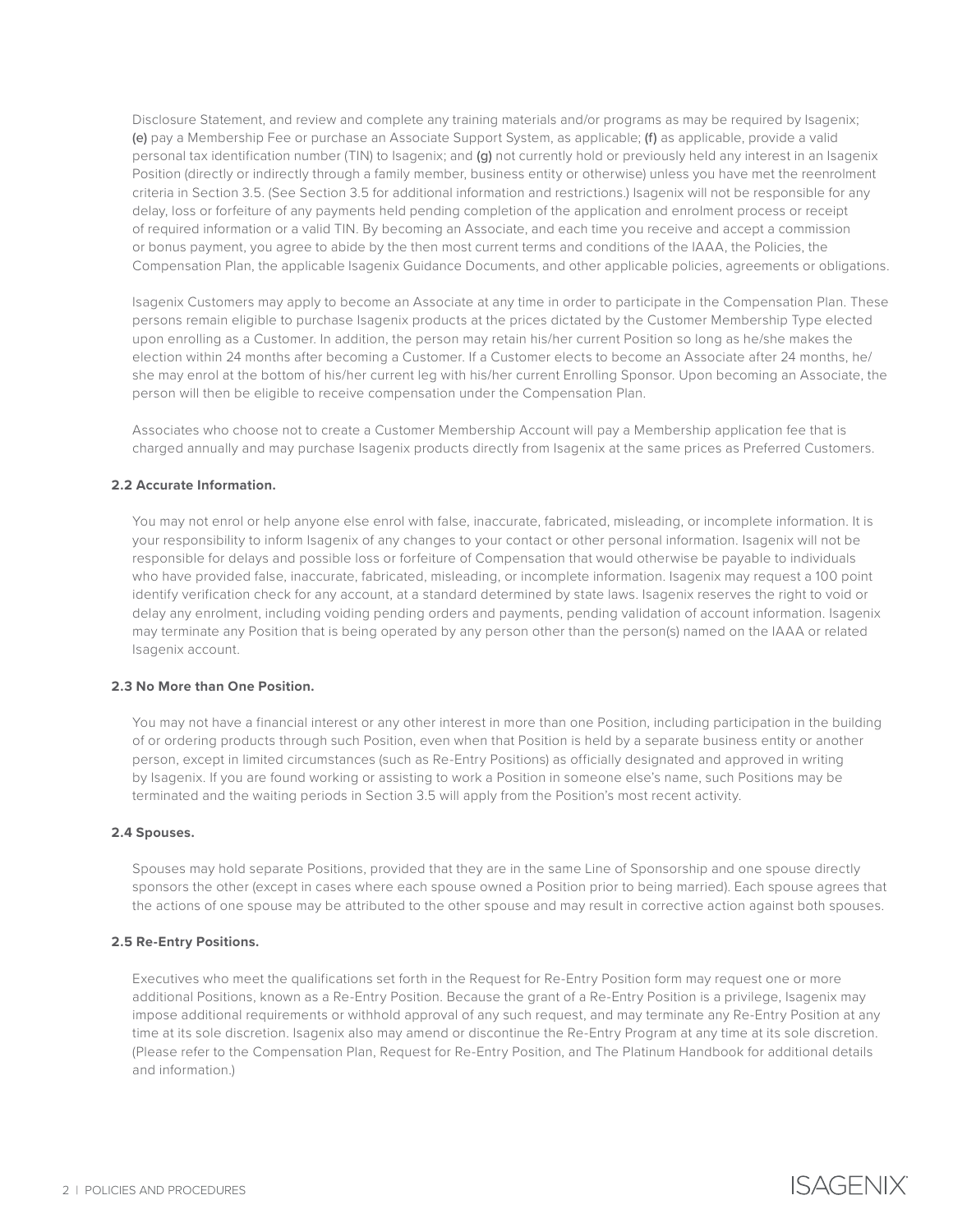Disclosure Statement, and review and complete any training materials and/or programs as may be required by Isagenix; **(e)** pay a Membership Fee or purchase an Associate Support System, as applicable; **(f)** as applicable, provide a valid personal tax identification number (TIN) to Isagenix; and **(g)** not currently hold or previously held any interest in an Isagenix Position (directly or indirectly through a family member, business entity or otherwise) unless you have met the reenrolment criteria in Section 3.5. (See Section 3.5 for additional information and restrictions.) Isagenix will not be responsible for any delay, loss or forfeiture of any payments held pending completion of the application and enrolment process or receipt of required information or a valid TIN. By becoming an Associate, and each time you receive and accept a commission or bonus payment, you agree to abide by the then most current terms and conditions of the IAAA, the Policies, the Compensation Plan, the applicable Isagenix Guidance Documents, and other applicable policies, agreements or obligations.

Isagenix Customers may apply to become an Associate at any time in order to participate in the Compensation Plan. These persons remain eligible to purchase Isagenix products at the prices dictated by the Customer Membership Type elected upon enrolling as a Customer. In addition, the person may retain his/her current Position so long as he/she makes the election within 24 months after becoming a Customer. If a Customer elects to become an Associate after 24 months, he/she may enrol at the bottom of his/her current leg with his/her current Enrolling Sponsor. Upon becoming an Associate, the person will then be eligible to receive compensation under the Compensation Plan.

Associates who choose not to create a Customer Membership Account will pay a Membership application fee that is charged annually and may purchase Isagenix products directly from Isagenix at the same prices as Preferred Customers.

**2.2 Accurate Information.**

You may not enrol or help anyone else enrol with false, inaccurate, fabricated, misleading, or incomplete information. It is your responsibility to inform Isagenix of any changes to your contact or other personal information. Isagenix will not be responsible for delays and possible loss or forfeiture of Compensation that would otherwise be payable to individuals who have provided false, inaccurate, fabricated, misleading, or incomplete information. Isagenix may request a 100 point identify verification check for any account, at a standard determined by state laws. Isagenix reserves the right to void or delay any enrolment, including voiding pending orders and payments, pending validation of account information. Isagenix may terminate any Position that is being operated by any person other than the person(s) named on the IAAA or related Isagenix account.

**2.3 No More than One Position.**

You may not have a financial interest or any other interest in more than one Position, including participation in the building of or ordering products through such Position, even when that Position is held by a separate business entity or another person, except in limited circumstances (such as Re-Entry Positions) as officially designated and approved in writing by Isagenix. If you are found working or assisting to work a Position in someone else's name, such Positions may be terminated and the waiting periods in Section 3.5 will apply from the Position's most recent activity.

**2.4 Spouses.**

Spouses may hold separate Positions, provided that they are in the same Line of Sponsorship and one spouse directly sponsors the other (except in cases where each spouse owned a Position prior to being married). Each spouse agrees that the actions of one spouse may be attributed to the other spouse and may result in corrective action against both spouses.

**2.5 Re-Entry Positions.**

Executives who meet the qualifications set forth in the Request for Re-Entry Position form may request one or more additional Positions, known as a Re-Entry Position. Because the grant of a Re-Entry Position is a privilege, Isagenix may impose additional requirements or withhold approval of any such request, and may terminate any Re-Entry Position at any time at its sole discretion. Isagenix also may amend or discontinue the Re-Entry Program at any time at its sole discretion. (Please refer to the Compensation Plan, Request for Re-Entry Position, and The Platinum Handbook for additional details and information.)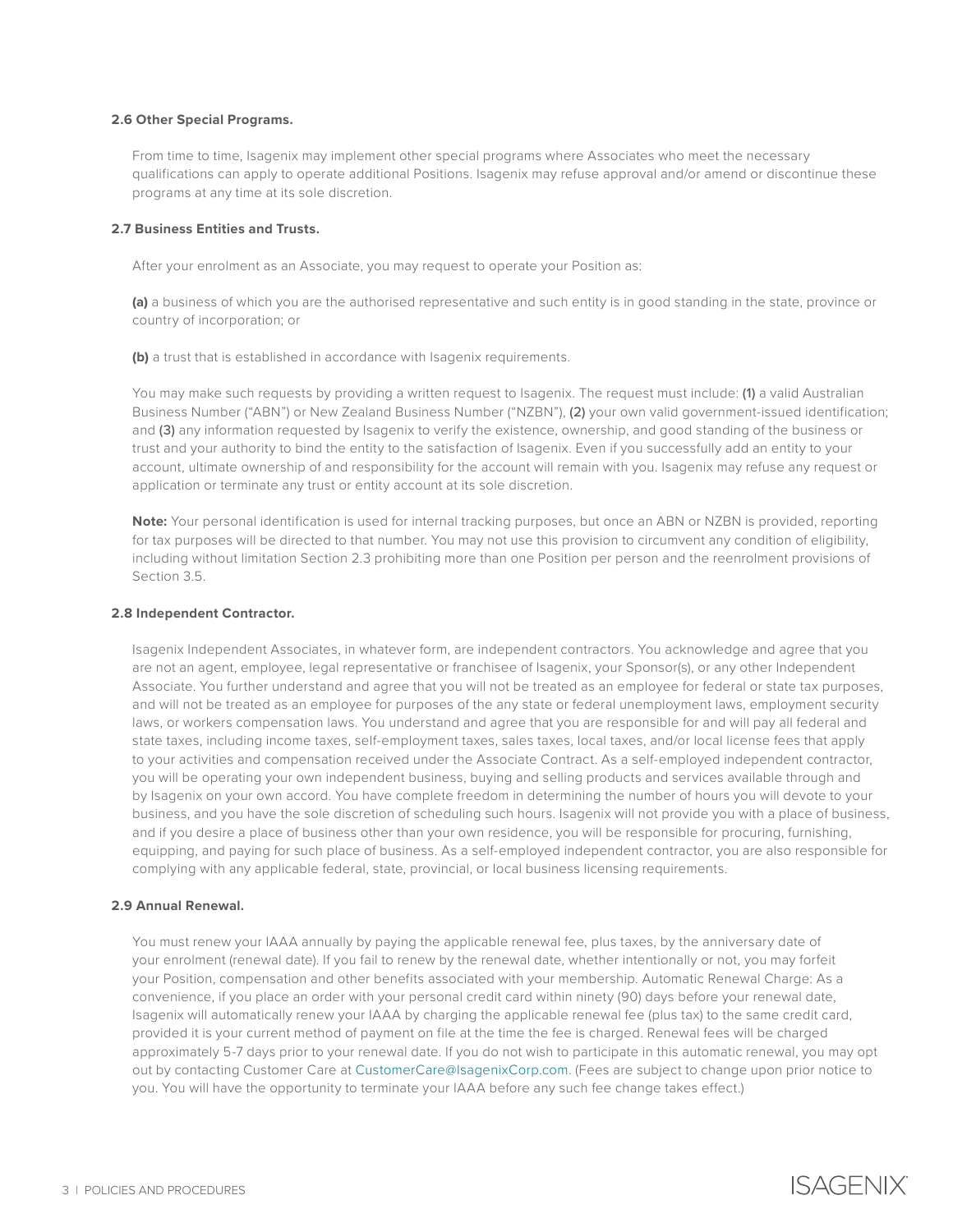### 2.6 Other Special Programs.

From time to time, Isagenix may implement other special programs where Associates who meet the necessary qualifications can apply to operate additional Positions. Isagenix may refuse approval and/or amend or discontinue these programs at any time at its sole discretion.

### 2.7 Business Entities and Trusts.

After your enrolment as an Associate, you may request to operate your Position as:

**(a)** a business of which you are the authorised representative and such entity is in good standing in the state, province or country of incorporation; or

**(b)** a trust that is established in accordance with Isagenix requirements.

You may make such requests by providing a written request to Isagenix. The request must include: **(1)** a valid Australian Business Number ("ABN") or New Zealand Business Number ("NZBN"), **(2)** your own valid government-issued identification; and **(3)** any information requested by Isagenix to verify the existence, ownership, and good standing of the business or trust and your authority to bind the entity to the satisfaction of Isagenix. Even if you successfully add an entity to your account, ultimate ownership of and responsibility for the account will remain with you. Isagenix may refuse any request or application or terminate any trust or entity account at its sole discretion.

**Note:** Your personal identification is used for internal tracking purposes, but once an ABN or NZBN is provided, reporting for tax purposes will be directed to that number. You may not use this provision to circumvent any condition of eligibility, including without limitation Section 2.3 prohibiting more than one Position per person and the reenrolment provisions of Section 3.5.

### 2.8 Independent Contractor.

Isagenix Independent Associates, in whatever form, are independent contractors. You acknowledge and agree that you are not an agent, employee, legal representative or franchisee of Isagenix, your Sponsor(s), or any other Independent Associate. You further understand and agree that you will not be treated as an employee for federal or state tax purposes, and will not be treated as an employee for purposes of the any state or federal unemployment laws, employment security laws, or workers compensation laws. You understand and agree that you are responsible for and will pay all federal and state taxes, including income taxes, self-employment taxes, sales taxes, local taxes, and/or local license fees that apply to your activities and compensation received under the Associate Contract. As a self-employed independent contractor, you will be operating your own independent business, buying and selling products and services available through and by Isagenix on your own accord. You have complete freedom in determining the number of hours you will devote to your business, and you have the sole discretion of scheduling such hours. Isagenix will not provide you with a place of business, and if you desire a place of business other than your own residence, you will be responsible for procuring, furnishing, equipping, and paying for such place of business. As a self-employed independent contractor, you are also responsible for complying with any applicable federal, state, provincial, or local business licensing requirements.

### 2.9 Annual Renewal.

You must renew your IAAA annually by paying the applicable renewal fee, plus taxes, by the anniversary date of your enrolment (renewal date). If you fail to renew by the renewal date, whether intentionally or not, you may forfeit your Position, compensation and other benefits associated with your membership. Automatic Renewal Charge: As a convenience, if you place an order with your personal credit card within ninety (90) days before your renewal date, Isagenix will automatically renew your IAAA by charging the applicable renewal fee (plus tax) to the same credit card, provided it is your current method of payment on file at the time the fee is charged. Renewal fees will be charged approximately 5-7 days prior to your renewal date. If you do not wish to participate in this automatic renewal, you may opt out by contacting Customer Care at CustomerCare@IsagenixCorp.com. (Fees are subject to change upon prior notice to you. You will have the opportunity to terminate your IAAA before any such fee change takes effect.)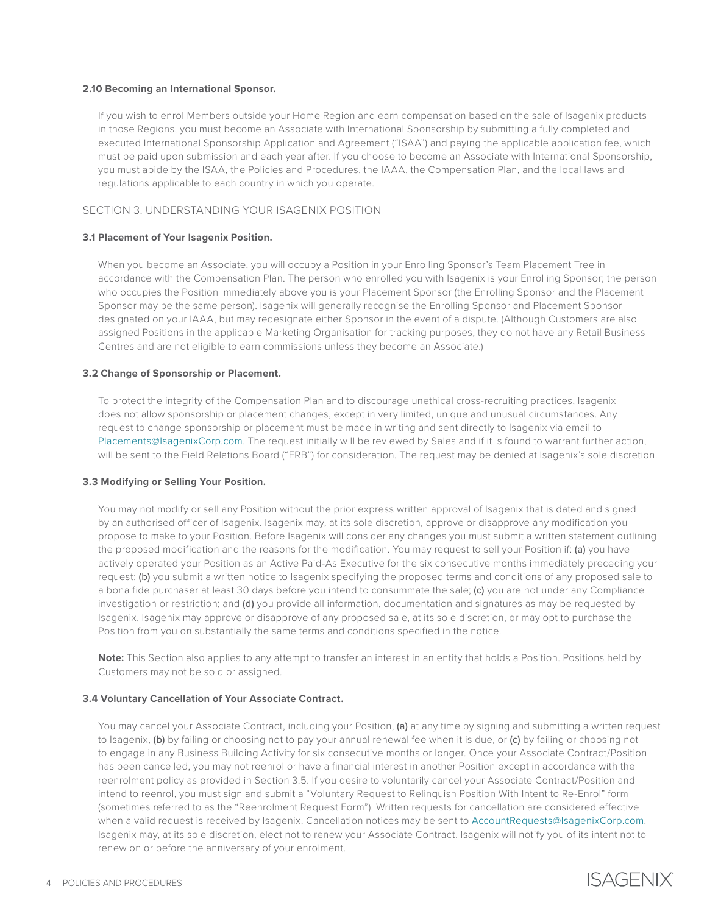### 2.10 Becoming an International Sponsor.

If you wish to enrol Members outside your Home Region and earn compensation based on the sale of Isagenix products in those Regions, you must become an Associate with International Sponsorship by submitting a fully completed and executed International Sponsorship Application and Agreement ("ISAA") and paying the applicable application fee, which must be paid upon submission and each year after. If you choose to become an Associate with International Sponsorship, you must abide by the ISAA, the Policies and Procedures, the IAAA, the Compensation Plan, and the local laws and regulations applicable to each country in which you operate.

## SECTION 3. UNDERSTANDING YOUR ISAGENIX POSITION

### 3.1 Placement of Your Isagenix Position.

When you become an Associate, you will occupy a Position in your Enrolling Sponsor's Team Placement Tree in accordance with the Compensation Plan. The person who enrolled you with Isagenix is your Enrolling Sponsor; the person who occupies the Position immediately above you is your Placement Sponsor (the Enrolling Sponsor and the Placement Sponsor may be the same person). Isagenix will generally recognise the Enrolling Sponsor and Placement Sponsor designated on your IAAA, but may redesignate either Sponsor in the event of a dispute. (Although Customers are also assigned Positions in the applicable Marketing Organisation for tracking purposes, they do not have any Retail Business Centres and are not eligible to earn commissions unless they become an Associate.)

### 3.2 Change of Sponsorship or Placement.

To protect the integrity of the Compensation Plan and to discourage unethical cross-recruiting practices, Isagenix does not allow sponsorship or placement changes, except in very limited, unique and unusual circumstances. Any request to change sponsorship or placement must be made in writing and sent directly to Isagenix via email to Placements@IsagenixCorp.com. The request initially will be reviewed by Sales and if it is found to warrant further action, will be sent to the Field Relations Board ("FRB") for consideration. The request may be denied at Isagenix's sole discretion.

### 3.3 Modifying or Selling Your Position.

You may not modify or sell any Position without the prior express written approval of Isagenix that is dated and signed by an authorised officer of Isagenix. Isagenix may, at its sole discretion, approve or disapprove any modification you propose to make to your Position. Before Isagenix will consider any changes you must submit a written statement outlining the proposed modification and the reasons for the modification. You may request to sell your Position if: **(a)** you have actively operated your Position as an Active Paid-As Executive for the six consecutive months immediately preceding your request; **(b)** you submit a written notice to Isagenix specifying the proposed terms and conditions of any proposed sale to a bona fide purchaser at least 30 days before you intend to consummate the sale; **(c)** you are not under any Compliance investigation or restriction; and **(d)** you provide all information, documentation and signatures as may be requested by Isagenix. Isagenix may approve or disapprove of any proposed sale, at its sole discretion, or may opt to purchase the Position from you on substantially the same terms and conditions specified in the notice.

**Note:** This Section also applies to any attempt to transfer an interest in an entity that holds a Position. Positions held by Customers may not be sold or assigned.

### 3.4 Voluntary Cancellation of Your Associate Contract.

You may cancel your Associate Contract, including your Position, **(a)** at any time by signing and submitting a written request to Isagenix, **(b)** by failing or choosing not to pay your annual renewal fee when it is due, or **(c)** by failing or choosing not to engage in any Business Building Activity for six consecutive months or longer. Once your Associate Contract/Position has been cancelled, you may not reenrol or have a financial interest in another Position except in accordance with the reenrolment policy as provided in Section 3.5. If you desire to voluntarily cancel your Associate Contract/Position and intend to reenrol, you must sign and submit a "Voluntary Request to Relinquish Position With Intent to Re-Enrol" form (sometimes referred to as the "Reenrolment Request Form"). Written requests for cancellation are considered effective when a valid request is received by Isagenix. Cancellation notices may be sent to AccountRequests@IsagenixCorp.com. Isagenix may, at its sole discretion, elect not to renew your Associate Contract. Isagenix will notify you of its intent not to renew on or before the anniversary of your enrolment.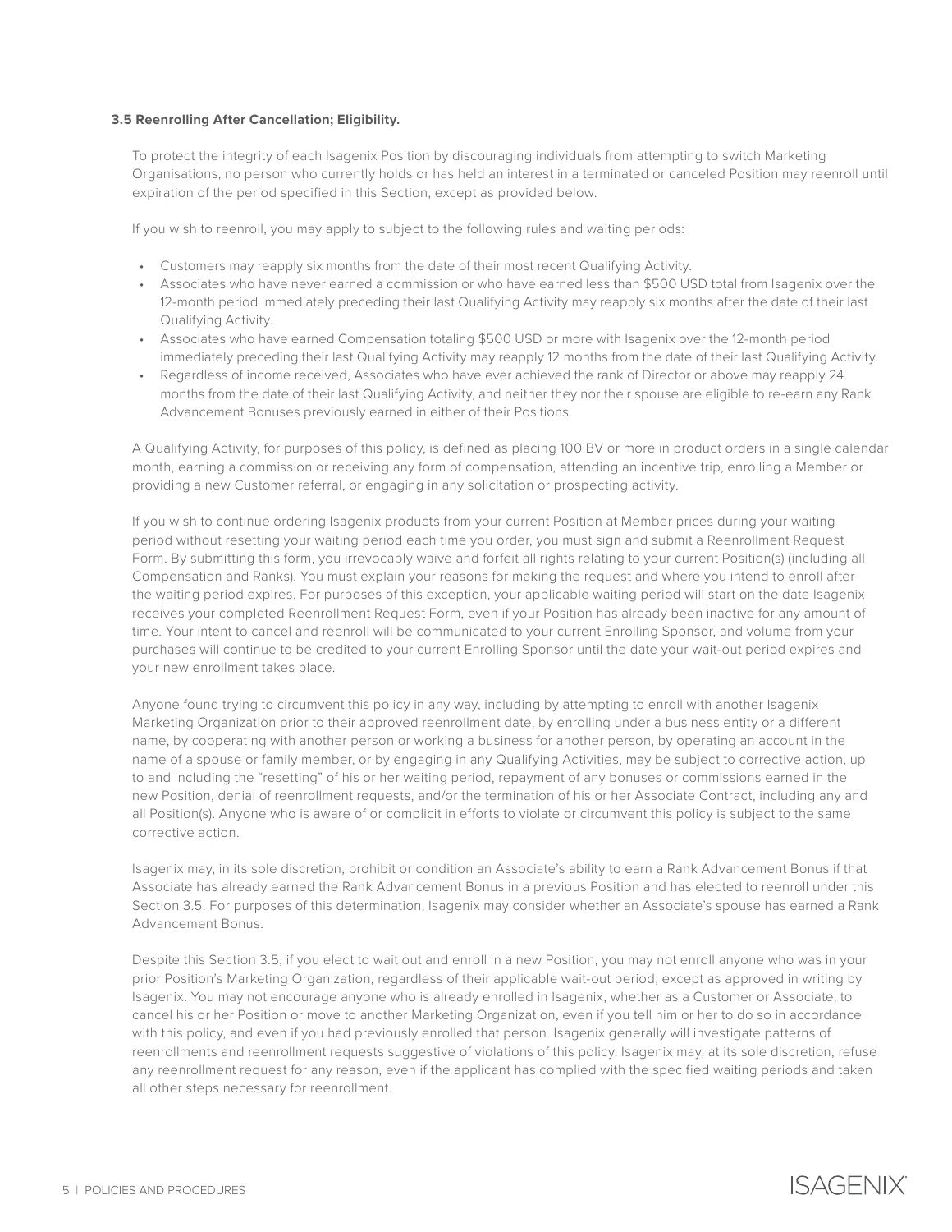**3.5 Reenrolling After Cancellation; Eligibility.**

To protect the integrity of each Isagenix Position by discouraging individuals from attempting to switch Marketing Organisations, no person who currently holds or has held an interest in a terminated or canceled Position may reenroll until expiration of the period specified in this Section, except as provided below.

If you wish to reenroll, you may apply to subject to the following rules and waiting periods:

- Customers may reapply six months from the date of their most recent Qualifying Activity.
- Associates who have never earned a commission or who have earned less than $500 USD total from Isagenix over the 12-month period immediately preceding their last Qualifying Activity may reapply six months after the date of their last Qualifying Activity.
- Associates who have earned Compensation totaling $500 USD or more with Isagenix over the 12-month period immediately preceding their last Qualifying Activity may reapply 12 months from the date of their last Qualifying Activity.
- Regardless of income received, Associates who have ever achieved the rank of Director or above may reapply 24 months from the date of their last Qualifying Activity, and neither they nor their spouse are eligible to re-earn any Rank Advancement Bonuses previously earned in either of their Positions.

A Qualifying Activity, for purposes of this policy, is defined as placing 100 BV or more in product orders in a single calendar month, earning a commission or receiving any form of compensation, attending an incentive trip, enrolling a Member or providing a new Customer referral, or engaging in any solicitation or prospecting activity.

If you wish to continue ordering Isagenix products from your current Position at Member prices during your waiting period without resetting your waiting period each time you order, you must sign and submit a Reenrollment Request Form. By submitting this form, you irrevocably waive and forfeit all rights relating to your current Position(s) (including all Compensation and Ranks). You must explain your reasons for making the request and where you intend to enroll after the waiting period expires. For purposes of this exception, your applicable waiting period will start on the date Isagenix receives your completed Reenrollment Request Form, even if your Position has already been inactive for any amount of time. Your intent to cancel and reenroll will be communicated to your current Enrolling Sponsor, and volume from your purchases will continue to be credited to your current Enrolling Sponsor until the date your wait-out period expires and your new enrollment takes place.

Anyone found trying to circumvent this policy in any way, including by attempting to enroll with another Isagenix Marketing Organization prior to their approved reenrollment date, by enrolling under a business entity or a different name, by cooperating with another person or working a business for another person, by operating an account in the name of a spouse or family member, or by engaging in any Qualifying Activities, may be subject to corrective action, up to and including the "resetting" of his or her waiting period, repayment of any bonuses or commissions earned in the new Position, denial of reenrollment requests, and/or the termination of his or her Associate Contract, including any and all Position(s). Anyone who is aware of or complicit in efforts to violate or circumvent this policy is subject to the same corrective action.

Isagenix may, in its sole discretion, prohibit or condition an Associate's ability to earn a Rank Advancement Bonus if that Associate has already earned the Rank Advancement Bonus in a previous Position and has elected to reenroll under this Section 3.5. For purposes of this determination, Isagenix may consider whether an Associate's spouse has earned a Rank Advancement Bonus.

Despite this Section 3.5, if you elect to wait out and enroll in a new Position, you may not enroll anyone who was in your prior Position's Marketing Organization, regardless of their applicable wait-out period, except as approved in writing by Isagenix. You may not encourage anyone who is already enrolled in Isagenix, whether as a Customer or Associate, to cancel his or her Position or move to another Marketing Organization, even if you tell him or her to do so in accordance with this policy, and even if you had previously enrolled that person. Isagenix generally will investigate patterns of reenrollments and reenrollment requests suggestive of violations of this policy. Isagenix may, at its sole discretion, refuse any reenrollment request for any reason, even if the applicant has complied with the specified waiting periods and taken all other steps necessary for reenrollment.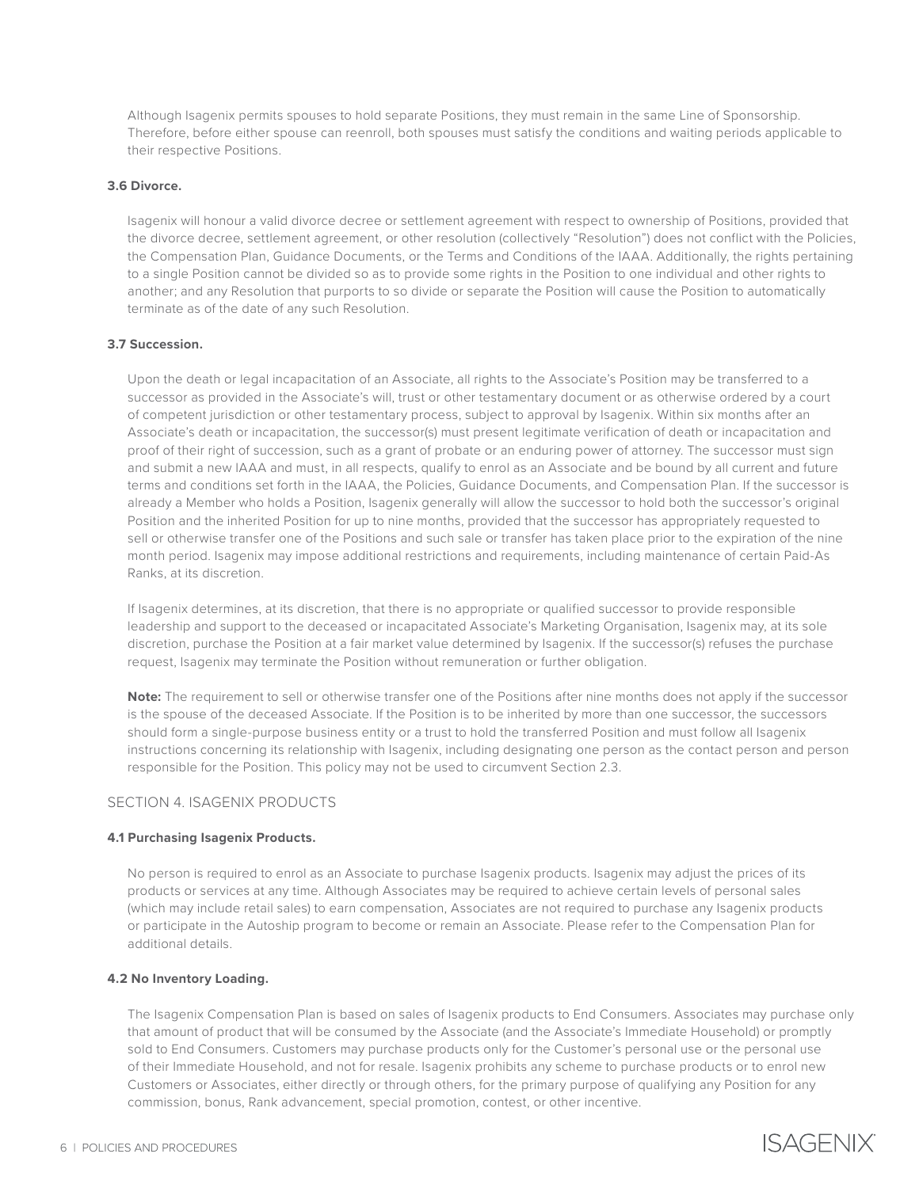Although Isagenix permits spouses to hold separate Positions, they must remain in the same Line of Sponsorship. Therefore, before either spouse can reenroll, both spouses must satisfy the conditions and waiting periods applicable to their respective Positions.

### 3.6 Divorce.

Isagenix will honour a valid divorce decree or settlement agreement with respect to ownership of Positions, provided that the divorce decree, settlement agreement, or other resolution (collectively "Resolution") does not conflict with the Policies, the Compensation Plan, Guidance Documents, or the Terms and Conditions of the IAAA. Additionally, the rights pertaining to a single Position cannot be divided so as to provide some rights in the Position to one individual and other rights to another; and any Resolution that purports to so divide or separate the Position will cause the Position to automatically terminate as of the date of any such Resolution.

### 3.7 Succession.

Upon the death or legal incapacitation of an Associate, all rights to the Associate's Position may be transferred to a successor as provided in the Associate's will, trust or other testamentary document or as otherwise ordered by a court of competent jurisdiction or other testamentary process, subject to approval by Isagenix. Within six months after an Associate's death or incapacitation, the successor(s) must present legitimate verification of death or incapacitation and proof of their right of succession, such as a grant of probate or an enduring power of attorney. The successor must sign and submit a new IAAA and must, in all respects, qualify to enrol as an Associate and be bound by all current and future terms and conditions set forth in the IAAA, the Policies, Guidance Documents, and Compensation Plan. If the successor is already a Member who holds a Position, Isagenix generally will allow the successor to hold both the successor's original Position and the inherited Position for up to nine months, provided that the successor has appropriately requested to sell or otherwise transfer one of the Positions and such sale or transfer has taken place prior to the expiration of the nine month period. Isagenix may impose additional restrictions and requirements, including maintenance of certain Paid-As Ranks, at its discretion.

If Isagenix determines, at its discretion, that there is no appropriate or qualified successor to provide responsible leadership and support to the deceased or incapacitated Associate's Marketing Organisation, Isagenix may, at its sole discretion, purchase the Position at a fair market value determined by Isagenix. If the successor(s) refuses the purchase request, Isagenix may terminate the Position without remuneration or further obligation.

**Note:** The requirement to sell or otherwise transfer one of the Positions after nine months does not apply if the successor is the spouse of the deceased Associate. If the Position is to be inherited by more than one successor, the successors should form a single-purpose business entity or a trust to hold the transferred Position and must follow all Isagenix instructions concerning its relationship with Isagenix, including designating one person as the contact person and person responsible for the Position. This policy may not be used to circumvent Section 2.3.

## SECTION 4. ISAGENIX PRODUCTS

### 4.1 Purchasing Isagenix Products.

No person is required to enrol as an Associate to purchase Isagenix products. Isagenix may adjust the prices of its products or services at any time. Although Associates may be required to achieve certain levels of personal sales (which may include retail sales) to earn compensation, Associates are not required to purchase any Isagenix products or participate in the Autoship program to become or remain an Associate. Please refer to the Compensation Plan for additional details.

### 4.2 No Inventory Loading.

The Isagenix Compensation Plan is based on sales of Isagenix products to End Consumers. Associates may purchase only that amount of product that will be consumed by the Associate (and the Associate's Immediate Household) or promptly sold to End Consumers. Customers may purchase products only for the Customer's personal use or the personal use of their Immediate Household, and not for resale. Isagenix prohibits any scheme to purchase products or to enrol new Customers or Associates, either directly or through others, for the primary purpose of qualifying any Position for any commission, bonus, Rank advancement, special promotion, contest, or other incentive.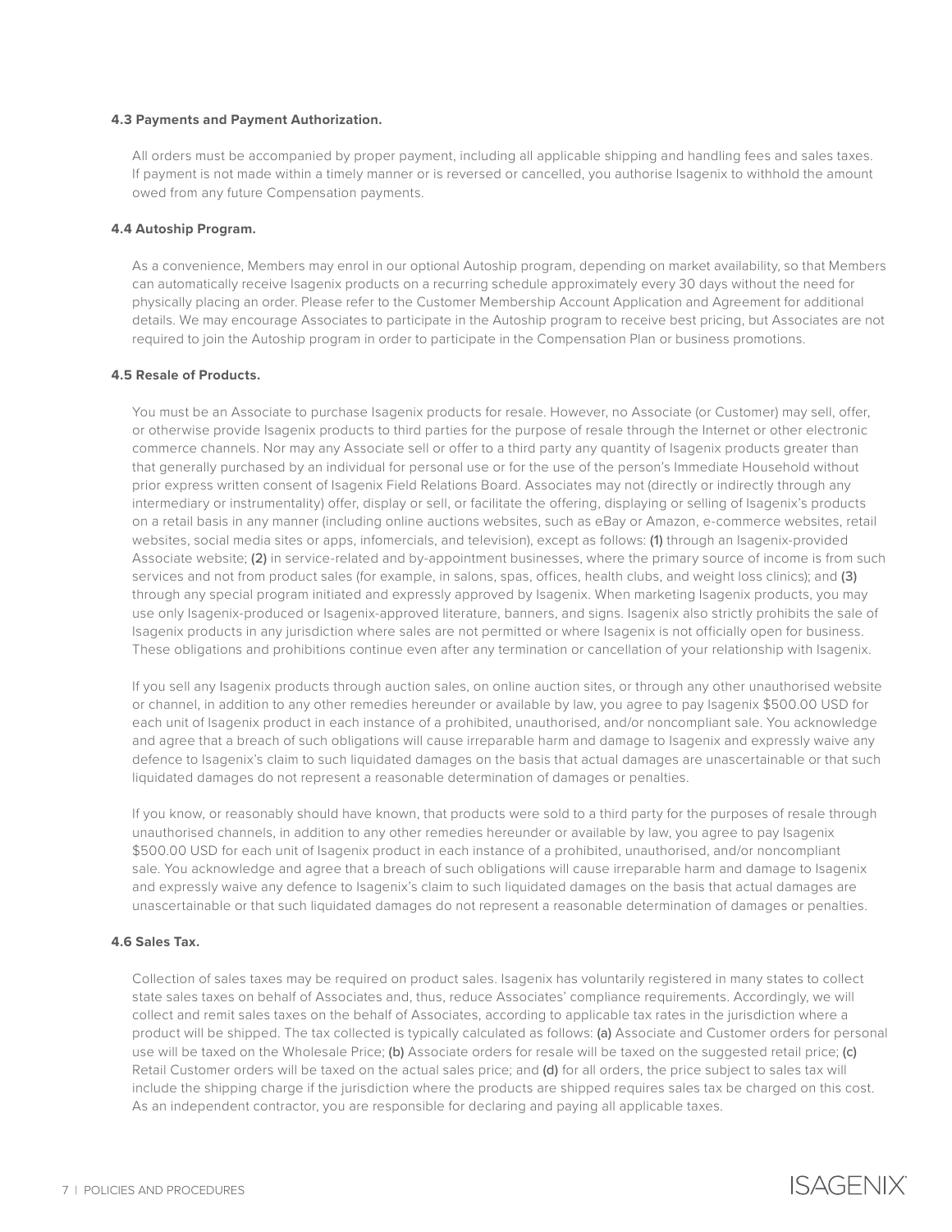#### 4.3 Payments and Payment Authorization.

All orders must be accompanied by proper payment, including all applicable shipping and handling fees and sales taxes. If payment is not made within a timely manner or is reversed or cancelled, you authorise Isagenix to withhold the amount owed from any future Compensation payments.

#### 4.4 Autoship Program.

As a convenience, Members may enrol in our optional Autoship program, depending on market availability, so that Members can automatically receive Isagenix products on a recurring schedule approximately every 30 days without the need for physically placing an order. Please refer to the Customer Membership Account Application and Agreement for additional details. We may encourage Associates to participate in the Autoship program to receive best pricing, but Associates are not required to join the Autoship program in order to participate in the Compensation Plan or business promotions.

#### 4.5 Resale of Products.

You must be an Associate to purchase Isagenix products for resale. However, no Associate (or Customer) may sell, offer, or otherwise provide Isagenix products to third parties for the purpose of resale through the Internet or other electronic commerce channels. Nor may any Associate sell or offer to a third party any quantity of Isagenix products greater than that generally purchased by an individual for personal use or for the use of the person's Immediate Household without prior express written consent of Isagenix Field Relations Board. Associates may not (directly or indirectly through any intermediary or instrumentality) offer, display or sell, or facilitate the offering, displaying or selling of Isagenix's products on a retail basis in any manner (including online auctions websites, such as eBay or Amazon, e-commerce websites, retail websites, social media sites or apps, infomercials, and television), except as follows: **(1)** through an Isagenix-provided Associate website; **(2)** in service-related and by-appointment businesses, where the primary source of income is from such services and not from product sales (for example, in salons, spas, offices, health clubs, and weight loss clinics); and **(3)** through any special program initiated and expressly approved by Isagenix. When marketing Isagenix products, you may use only Isagenix-produced or Isagenix-approved literature, banners, and signs. Isagenix also strictly prohibits the sale of Isagenix products in any jurisdiction where sales are not permitted or where Isagenix is not officially open for business. These obligations and prohibitions continue even after any termination or cancellation of your relationship with Isagenix.

If you sell any Isagenix products through auction sales, on online auction sites, or through any other unauthorised website or channel, in addition to any other remedies hereunder or available by law, you agree to pay Isagenix $500.00 USD for each unit of Isagenix product in each instance of a prohibited, unauthorised, and/or noncompliant sale. You acknowledge and agree that a breach of such obligations will cause irreparable harm and damage to Isagenix and expressly waive any defence to Isagenix's claim to such liquidated damages on the basis that actual damages are unascertainable or that such liquidated damages do not represent a reasonable determination of damages or penalties.

If you know, or reasonably should have known, that products were sold to a third party for the purposes of resale through unauthorised channels, in addition to any other remedies hereunder or available by law, you agree to pay Isagenix $500.00 USD for each unit of Isagenix product in each instance of a prohibited, unauthorised, and/or noncompliant sale. You acknowledge and agree that a breach of such obligations will cause irreparable harm and damage to Isagenix and expressly waive any defence to Isagenix's claim to such liquidated damages on the basis that actual damages are unascertainable or that such liquidated damages do not represent a reasonable determination of damages or penalties.

#### 4.6 Sales Tax.

Collection of sales taxes may be required on product sales. Isagenix has voluntarily registered in many states to collect state sales taxes on behalf of Associates and, thus, reduce Associates' compliance requirements. Accordingly, we will collect and remit sales taxes on the behalf of Associates, according to applicable tax rates in the jurisdiction where a product will be shipped. The tax collected is typically calculated as follows: **(a)** Associate and Customer orders for personal use will be taxed on the Wholesale Price; **(b)** Associate orders for resale will be taxed on the suggested retail price; **(c)** Retail Customer orders will be taxed on the actual sales price; and **(d)** for all orders, the price subject to sales tax will include the shipping charge if the jurisdiction where the products are shipped requires sales tax be charged on this cost. As an independent contractor, you are responsible for declaring and paying all applicable taxes.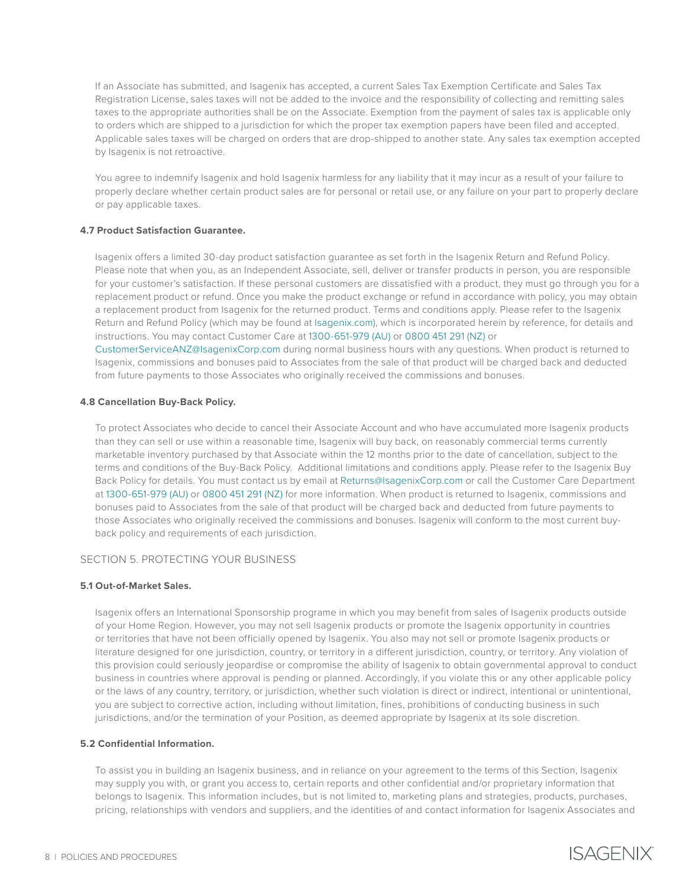If an Associate has submitted, and Isagenix has accepted, a current Sales Tax Exemption Certificate and Sales Tax Registration License, sales taxes will not be added to the invoice and the responsibility of collecting and remitting sales taxes to the appropriate authorities shall be on the Associate. Exemption from the payment of sales tax is applicable only to orders which are shipped to a jurisdiction for which the proper tax exemption papers have been filed and accepted. Applicable sales taxes will be charged on orders that are drop-shipped to another state. Any sales tax exemption accepted by Isagenix is not retroactive.

You agree to indemnify Isagenix and hold Isagenix harmless for any liability that it may incur as a result of your failure to properly declare whether certain product sales are for personal or retail use, or any failure on your part to properly declare or pay applicable taxes.

**4.7 Product Satisfaction Guarantee.**

Isagenix offers a limited 30-day product satisfaction guarantee as set forth in the Isagenix Return and Refund Policy. Please note that when you, as an Independent Associate, sell, deliver or transfer products in person, you are responsible for your customer's satisfaction. If these personal customers are dissatisfied with a product, they must go through you for a replacement product or refund. Once you make the product exchange or refund in accordance with policy, you may obtain a replacement product from Isagenix for the returned product. Terms and conditions apply. Please refer to the Isagenix Return and Refund Policy (which may be found at Isagenix.com), which is incorporated herein by reference, for details and instructions. You may contact Customer Care at 1300-651-979 (AU) or 0800 451 291 (NZ) or CustomerServiceANZ@IsagenixCorp.com during normal business hours with any questions. When product is returned to Isagenix, commissions and bonuses paid to Associates from the sale of that product will be charged back and deducted from future payments to those Associates who originally received the commissions and bonuses.

**4.8 Cancellation Buy-Back Policy.**

To protect Associates who decide to cancel their Associate Account and who have accumulated more Isagenix products than they can sell or use within a reasonable time, Isagenix will buy back, on reasonably commercial terms currently marketable inventory purchased by that Associate within the 12 months prior to the date of cancellation, subject to the terms and conditions of the Buy-Back Policy. Additional limitations and conditions apply. Please refer to the Isagenix Buy Back Policy for details. You must contact us by email at Returns@IsagenixCorp.com or call the Customer Care Department at 1300-651-979 (AU) or 0800 451 291 (NZ) for more information. When product is returned to Isagenix, commissions and bonuses paid to Associates from the sale of that product will be charged back and deducted from future payments to those Associates who originally received the commissions and bonuses. Isagenix will conform to the most current buy-back policy and requirements of each jurisdiction.

## SECTION 5. PROTECTING YOUR BUSINESS

**5.1 Out-of-Market Sales.**

Isagenix offers an International Sponsorship programe in which you may benefit from sales of Isagenix products outside of your Home Region. However, you may not sell Isagenix products or promote the Isagenix opportunity in countries or territories that have not been officially opened by Isagenix. You also may not sell or promote Isagenix products or literature designed for one jurisdiction, country, or territory in a different jurisdiction, country, or territory. Any violation of this provision could seriously jeopardise or compromise the ability of Isagenix to obtain governmental approval to conduct business in countries where approval is pending or planned. Accordingly, if you violate this or any other applicable policy or the laws of any country, territory, or jurisdiction, whether such violation is direct or indirect, intentional or unintentional, you are subject to corrective action, including without limitation, fines, prohibitions of conducting business in such jurisdictions, and/or the termination of your Position, as deemed appropriate by Isagenix at its sole discretion.

**5.2 Confidential Information.**

To assist you in building an Isagenix business, and in reliance on your agreement to the terms of this Section, Isagenix may supply you with, or grant you access to, certain reports and other confidential and/or proprietary information that belongs to Isagenix. This information includes, but is not limited to, marketing plans and strategies, products, purchases, pricing, relationships with vendors and suppliers, and the identities of and contact information for Isagenix Associates and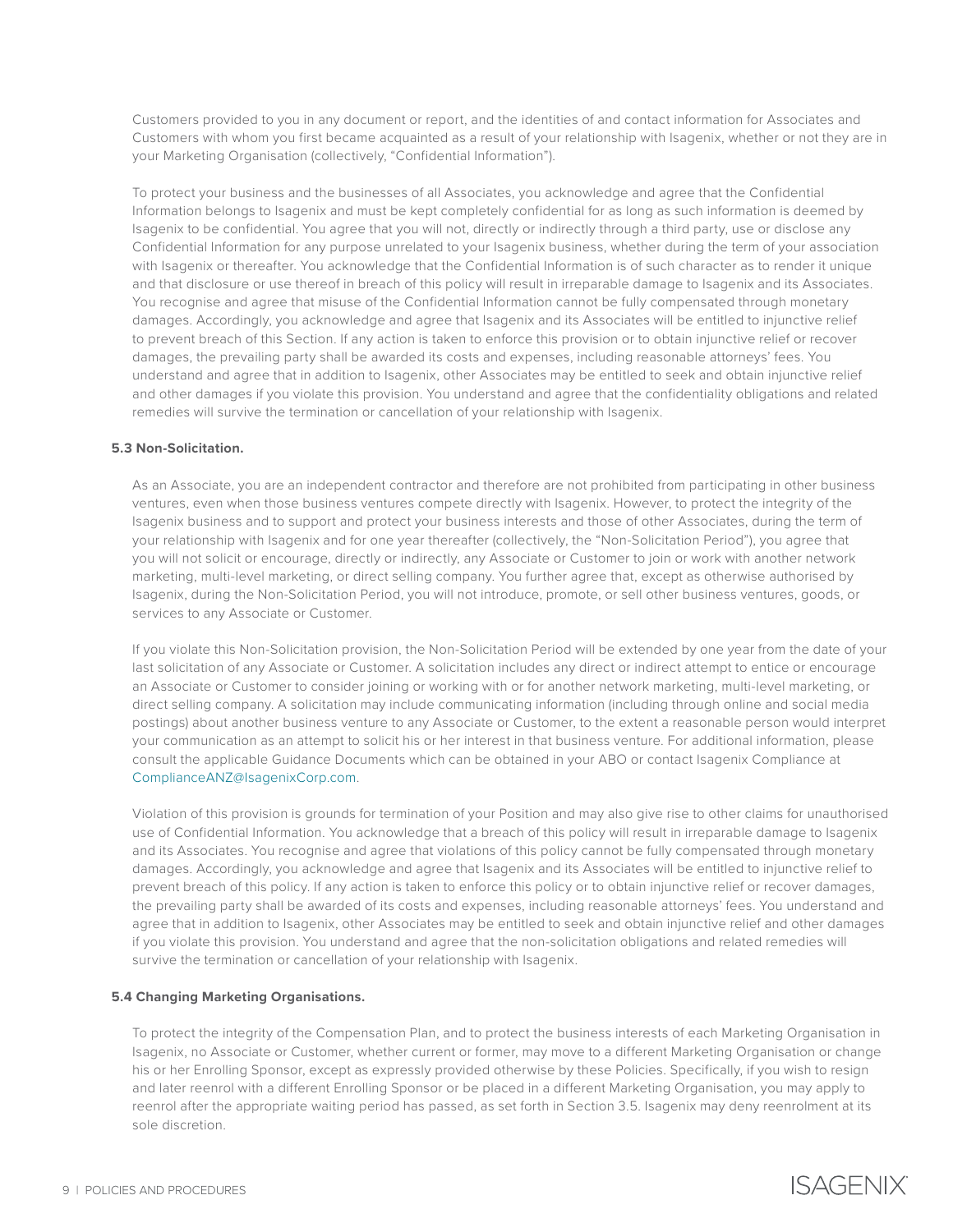Customers provided to you in any document or report, and the identities of and contact information for Associates and Customers with whom you first became acquainted as a result of your relationship with Isagenix, whether or not they are in your Marketing Organisation (collectively, "Confidential Information").

To protect your business and the businesses of all Associates, you acknowledge and agree that the Confidential Information belongs to Isagenix and must be kept completely confidential for as long as such information is deemed by Isagenix to be confidential. You agree that you will not, directly or indirectly through a third party, use or disclose any Confidential Information for any purpose unrelated to your Isagenix business, whether during the term of your association with Isagenix or thereafter. You acknowledge that the Confidential Information is of such character as to render it unique and that disclosure or use thereof in breach of this policy will result in irreparable damage to Isagenix and its Associates. You recognise and agree that misuse of the Confidential Information cannot be fully compensated through monetary damages. Accordingly, you acknowledge and agree that Isagenix and its Associates will be entitled to injunctive relief to prevent breach of this Section. If any action is taken to enforce this provision or to obtain injunctive relief or recover damages, the prevailing party shall be awarded its costs and expenses, including reasonable attorneys' fees. You understand and agree that in addition to Isagenix, other Associates may be entitled to seek and obtain injunctive relief and other damages if you violate this provision. You understand and agree that the confidentiality obligations and related remedies will survive the termination or cancellation of your relationship with Isagenix.

**5.3 Non-Solicitation.**

As an Associate, you are an independent contractor and therefore are not prohibited from participating in other business ventures, even when those business ventures compete directly with Isagenix. However, to protect the integrity of the Isagenix business and to support and protect your business interests and those of other Associates, during the term of your relationship with Isagenix and for one year thereafter (collectively, the "Non-Solicitation Period"), you agree that you will not solicit or encourage, directly or indirectly, any Associate or Customer to join or work with another network marketing, multi-level marketing, or direct selling company. You further agree that, except as otherwise authorised by Isagenix, during the Non-Solicitation Period, you will not introduce, promote, or sell other business ventures, goods, or services to any Associate or Customer.

If you violate this Non-Solicitation provision, the Non-Solicitation Period will be extended by one year from the date of your last solicitation of any Associate or Customer. A solicitation includes any direct or indirect attempt to entice or encourage an Associate or Customer to consider joining or working with or for another network marketing, multi-level marketing, or direct selling company. A solicitation may include communicating information (including through online and social media postings) about another business venture to any Associate or Customer, to the extent a reasonable person would interpret your communication as an attempt to solicit his or her interest in that business venture. For additional information, please consult the applicable Guidance Documents which can be obtained in your ABO or contact Isagenix Compliance at ComplianceANZ@IsagenixCorp.com.

Violation of this provision is grounds for termination of your Position and may also give rise to other claims for unauthorised use of Confidential Information. You acknowledge that a breach of this policy will result in irreparable damage to Isagenix and its Associates. You recognise and agree that violations of this policy cannot be fully compensated through monetary damages. Accordingly, you acknowledge and agree that Isagenix and its Associates will be entitled to injunctive relief to prevent breach of this policy. If any action is taken to enforce this policy or to obtain injunctive relief or recover damages, the prevailing party shall be awarded of its costs and expenses, including reasonable attorneys' fees. You understand and agree that in addition to Isagenix, other Associates may be entitled to seek and obtain injunctive relief and other damages if you violate this provision. You understand and agree that the non-solicitation obligations and related remedies will survive the termination or cancellation of your relationship with Isagenix.

**5.4 Changing Marketing Organisations.**

To protect the integrity of the Compensation Plan, and to protect the business interests of each Marketing Organisation in Isagenix, no Associate or Customer, whether current or former, may move to a different Marketing Organisation or change his or her Enrolling Sponsor, except as expressly provided otherwise by these Policies. Specifically, if you wish to resign and later reenrol with a different Enrolling Sponsor or be placed in a different Marketing Organisation, you may apply to reenrol after the appropriate waiting period has passed, as set forth in Section 3.5. Isagenix may deny reenrolment at its sole discretion.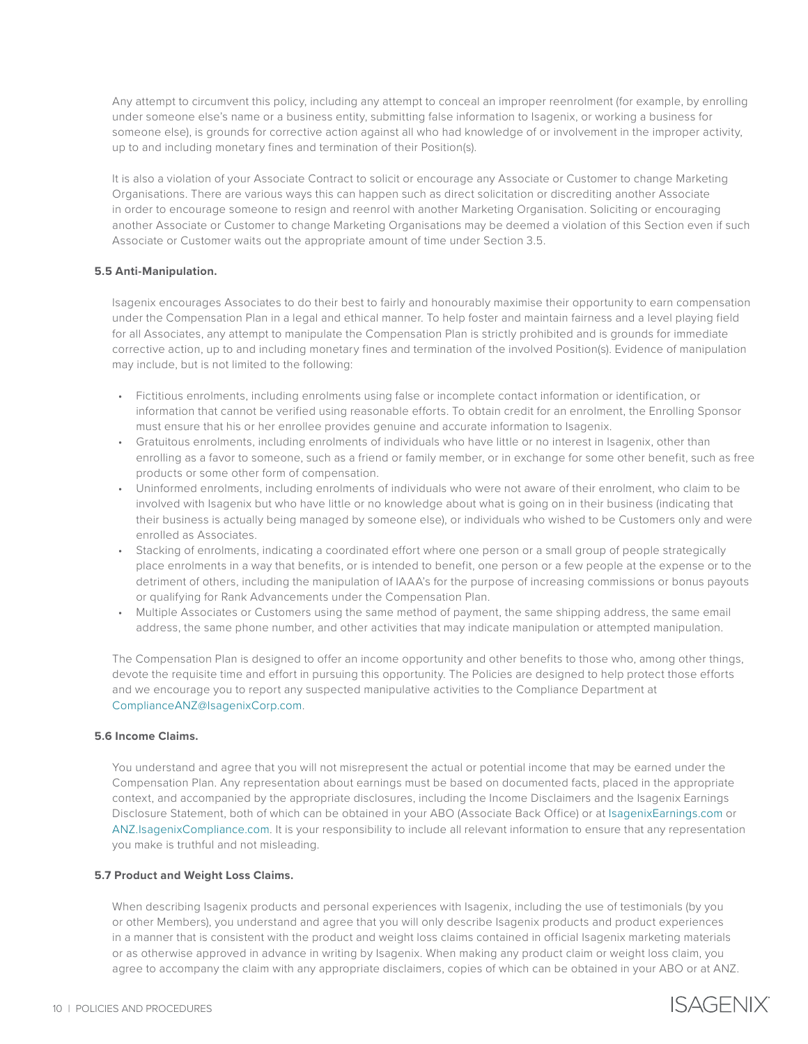Any attempt to circumvent this policy, including any attempt to conceal an improper reenrolment (for example, by enrolling under someone else's name or a business entity, submitting false information to Isagenix, or working a business for someone else), is grounds for corrective action against all who had knowledge of or involvement in the improper activity, up to and including monetary fines and termination of their Position(s).

It is also a violation of your Associate Contract to solicit or encourage any Associate or Customer to change Marketing Organisations. There are various ways this can happen such as direct solicitation or discrediting another Associate in order to encourage someone to resign and reenrol with another Marketing Organisation. Soliciting or encouraging another Associate or Customer to change Marketing Organisations may be deemed a violation of this Section even if such Associate or Customer waits out the appropriate amount of time under Section 3.5.

**5.5 Anti-Manipulation.**

Isagenix encourages Associates to do their best to fairly and honourably maximise their opportunity to earn compensation under the Compensation Plan in a legal and ethical manner. To help foster and maintain fairness and a level playing field for all Associates, any attempt to manipulate the Compensation Plan is strictly prohibited and is grounds for immediate corrective action, up to and including monetary fines and termination of the involved Position(s). Evidence of manipulation may include, but is not limited to the following:

- Fictitious enrolments, including enrolments using false or incomplete contact information or identification, or information that cannot be verified using reasonable efforts. To obtain credit for an enrolment, the Enrolling Sponsor must ensure that his or her enrollee provides genuine and accurate information to Isagenix.
- Gratuitous enrolments, including enrolments of individuals who have little or no interest in Isagenix, other than enrolling as a favor to someone, such as a friend or family member, or in exchange for some other benefit, such as free products or some other form of compensation.
- Uninformed enrolments, including enrolments of individuals who were not aware of their enrolment, who claim to be involved with Isagenix but who have little or no knowledge about what is going on in their business (indicating that their business is actually being managed by someone else), or individuals who wished to be Customers only and were enrolled as Associates.
- Stacking of enrolments, indicating a coordinated effort where one person or a small group of people strategically place enrolments in a way that benefits, or is intended to benefit, one person or a few people at the expense or to the detriment of others, including the manipulation of IAAA's for the purpose of increasing commissions or bonus payouts or qualifying for Rank Advancements under the Compensation Plan.
- Multiple Associates or Customers using the same method of payment, the same shipping address, the same email address, the same phone number, and other activities that may indicate manipulation or attempted manipulation.

The Compensation Plan is designed to offer an income opportunity and other benefits to those who, among other things, devote the requisite time and effort in pursuing this opportunity. The Policies are designed to help protect those efforts and we encourage you to report any suspected manipulative activities to the Compliance Department at ComplianceANZ@IsagenixCorp.com.

**5.6 Income Claims.**

You understand and agree that you will not misrepresent the actual or potential income that may be earned under the Compensation Plan. Any representation about earnings must be based on documented facts, placed in the appropriate context, and accompanied by the appropriate disclosures, including the Income Disclaimers and the Isagenix Earnings Disclosure Statement, both of which can be obtained in your ABO (Associate Back Office) or at IsagenixEarnings.com or ANZ.IsagenixCompliance.com. It is your responsibility to include all relevant information to ensure that any representation you make is truthful and not misleading.

**5.7 Product and Weight Loss Claims.**

When describing Isagenix products and personal experiences with Isagenix, including the use of testimonials (by you or other Members), you understand and agree that you will only describe Isagenix products and product experiences in a manner that is consistent with the product and weight loss claims contained in official Isagenix marketing materials or as otherwise approved in advance in writing by Isagenix. When making any product claim or weight loss claim, you agree to accompany the claim with any appropriate disclaimers, copies of which can be obtained in your ABO or at ANZ.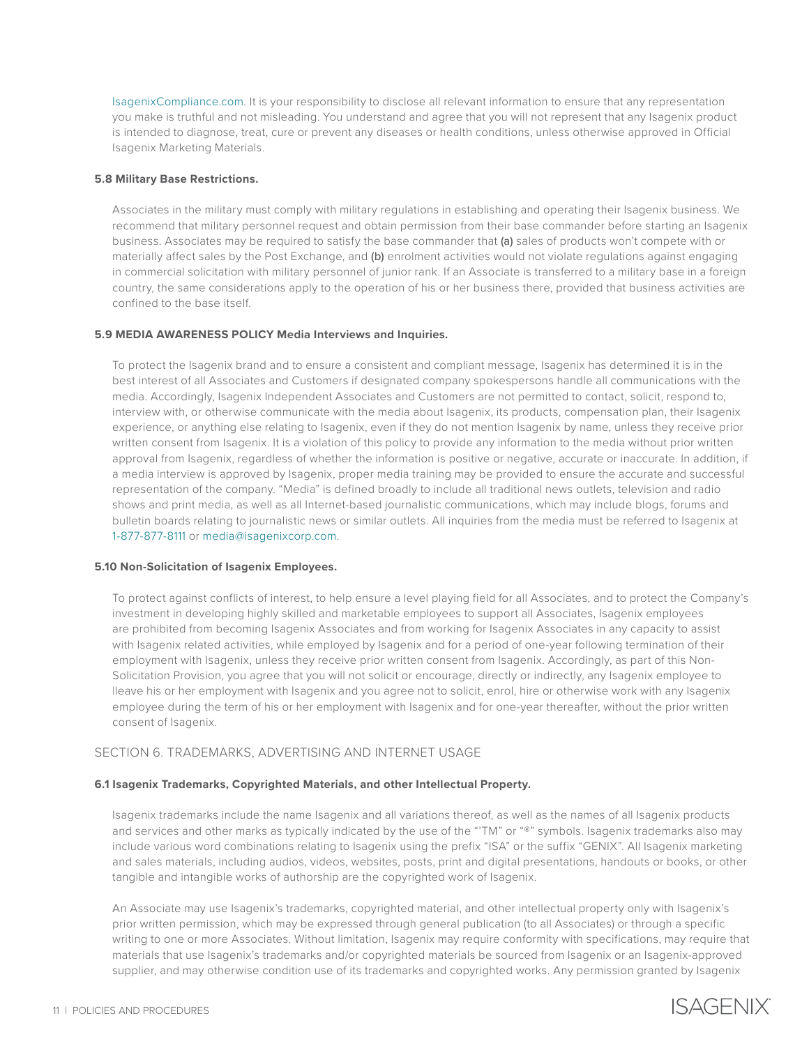IsagenixCompliance.com. It is your responsibility to disclose all relevant information to ensure that any representation you make is truthful and not misleading. You understand and agree that you will not represent that any Isagenix product is intended to diagnose, treat, cure or prevent any diseases or health conditions, unless otherwise approved in Official Isagenix Marketing Materials.

**5.8 Military Base Restrictions.**

Associates in the military must comply with military regulations in establishing and operating their Isagenix business. We recommend that military personnel request and obtain permission from their base commander before starting an Isagenix business. Associates may be required to satisfy the base commander that (a) sales of products won't compete with or materially affect sales by the Post Exchange, and (b) enrolment activities would not violate regulations against engaging in commercial solicitation with military personnel of junior rank. If an Associate is transferred to a military base in a foreign country, the same considerations apply to the operation of his or her business there, provided that business activities are confined to the base itself.

**5.9 MEDIA AWARENESS POLICY Media Interviews and Inquiries.**

To protect the Isagenix brand and to ensure a consistent and compliant message, Isagenix has determined it is in the best interest of all Associates and Customers if designated company spokespersons handle all communications with the media. Accordingly, Isagenix Independent Associates and Customers are not permitted to contact, solicit, respond to, interview with, or otherwise communicate with the media about Isagenix, its products, compensation plan, their Isagenix experience, or anything else relating to Isagenix, even if they do not mention Isagenix by name, unless they receive prior written consent from Isagenix. It is a violation of this policy to provide any information to the media without prior written approval from Isagenix, regardless of whether the information is positive or negative, accurate or inaccurate. In addition, if a media interview is approved by Isagenix, proper media training may be provided to ensure the accurate and successful representation of the company. "Media" is defined broadly to include all traditional news outlets, television and radio shows and print media, as well as all Internet-based journalistic communications, which may include blogs, forums and bulletin boards relating to journalistic news or similar outlets. All inquiries from the media must be referred to Isagenix at 1-877-877-8111 or media@isagenixcorp.com.

**5.10 Non-Solicitation of Isagenix Employees.**

To protect against conflicts of interest, to help ensure a level playing field for all Associates, and to protect the Company's investment in developing highly skilled and marketable employees to support all Associates, Isagenix employees are prohibited from becoming Isagenix Associates and from working for Isagenix Associates in any capacity to assist with Isagenix related activities, while employed by Isagenix and for a period of one-year following termination of their employment with Isagenix, unless they receive prior written consent from Isagenix. Accordingly, as part of this Non-Solicitation Provision, you agree that you will not solicit or encourage, directly or indirectly, any Isagenix employee to lleave his or her employment with Isagenix and you agree not to solicit, enrol, hire or otherwise work with any Isagenix employee during the term of his or her employment with Isagenix and for one-year thereafter, without the prior written consent of Isagenix.

## SECTION 6. TRADEMARKS, ADVERTISING AND INTERNET USAGE

**6.1 Isagenix Trademarks, Copyrighted Materials, and other Intellectual Property.**

Isagenix trademarks include the name Isagenix and all variations thereof, as well as the names of all Isagenix products and services and other marks as typically indicated by the use of the "'TM" or "®" symbols. Isagenix trademarks also may include various word combinations relating to Isagenix using the prefix "ISA" or the suffix "GENIX". All Isagenix marketing and sales materials, including audios, videos, websites, posts, print and digital presentations, handouts or books, or other tangible and intangible works of authorship are the copyrighted work of Isagenix.

An Associate may use Isagenix's trademarks, copyrighted material, and other intellectual property only with Isagenix's prior written permission, which may be expressed through general publication (to all Associates) or through a specific writing to one or more Associates. Without limitation, Isagenix may require conformity with specifications, may require that materials that use Isagenix's trademarks and/or copyrighted materials be sourced from Isagenix or an Isagenix-approved supplier, and may otherwise condition use of its trademarks and copyrighted works. Any permission granted by Isagenix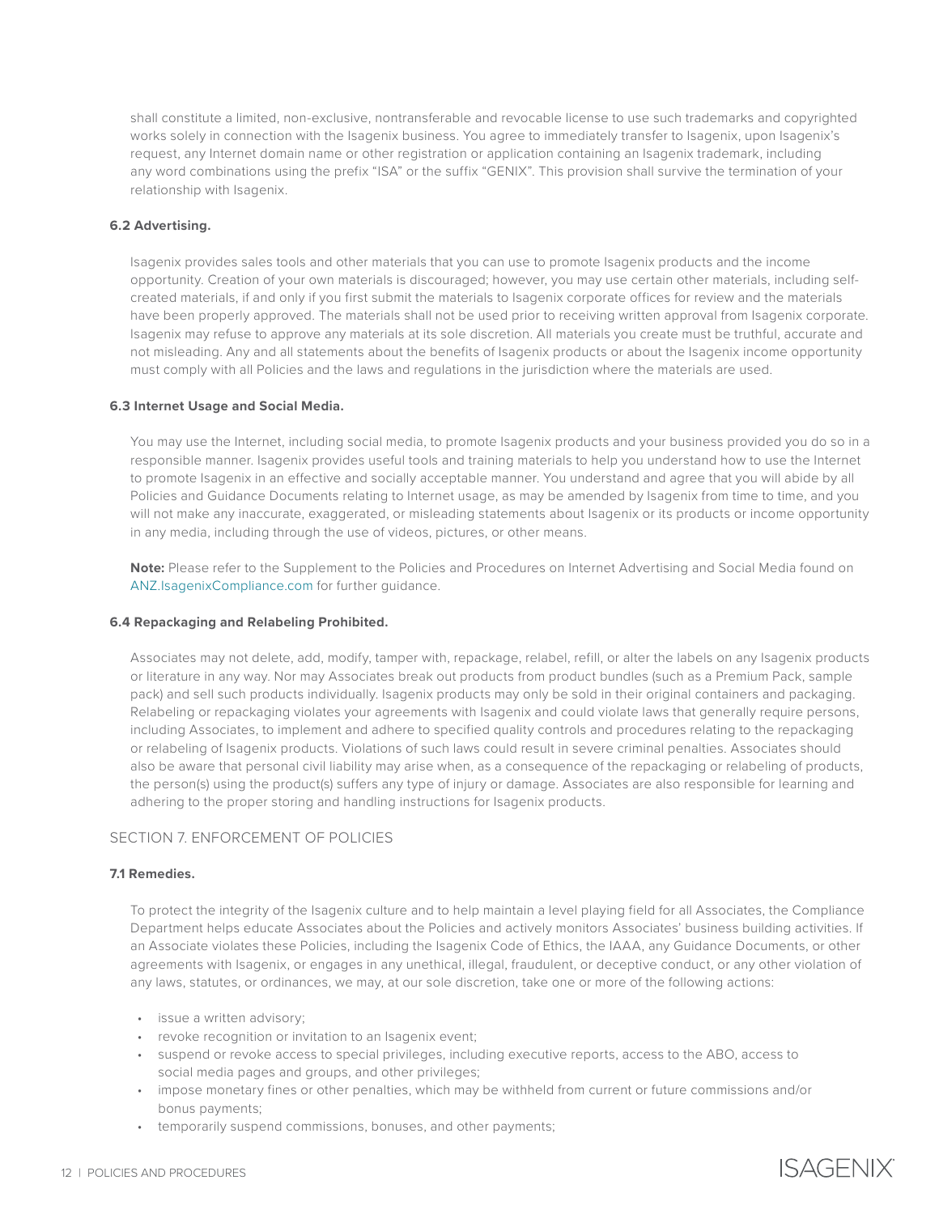shall constitute a limited, non-exclusive, nontransferable and revocable license to use such trademarks and copyrighted works solely in connection with the Isagenix business. You agree to immediately transfer to Isagenix, upon Isagenix's request, any Internet domain name or other registration or application containing an Isagenix trademark, including any word combinations using the prefix "ISA" or the suffix "GENIX". This provision shall survive the termination of your relationship with Isagenix.

**6.2 Advertising.**

Isagenix provides sales tools and other materials that you can use to promote Isagenix products and the income opportunity. Creation of your own materials is discouraged; however, you may use certain other materials, including self-created materials, if and only if you first submit the materials to Isagenix corporate offices for review and the materials have been properly approved. The materials shall not be used prior to receiving written approval from Isagenix corporate. Isagenix may refuse to approve any materials at its sole discretion. All materials you create must be truthful, accurate and not misleading. Any and all statements about the benefits of Isagenix products or about the Isagenix income opportunity must comply with all Policies and the laws and regulations in the jurisdiction where the materials are used.

**6.3 Internet Usage and Social Media.**

You may use the Internet, including social media, to promote Isagenix products and your business provided you do so in a responsible manner. Isagenix provides useful tools and training materials to help you understand how to use the Internet to promote Isagenix in an effective and socially acceptable manner. You understand and agree that you will abide by all Policies and Guidance Documents relating to Internet usage, as may be amended by Isagenix from time to time, and you will not make any inaccurate, exaggerated, or misleading statements about Isagenix or its products or income opportunity in any media, including through the use of videos, pictures, or other means.

**Note:** Please refer to the Supplement to the Policies and Procedures on Internet Advertising and Social Media found on ANZ.IsagenixCompliance.com for further guidance.

**6.4 Repackaging and Relabeling Prohibited.**

Associates may not delete, add, modify, tamper with, repackage, relabel, refill, or alter the labels on any Isagenix products or literature in any way. Nor may Associates break out products from product bundles (such as a Premium Pack, sample pack) and sell such products individually. Isagenix products may only be sold in their original containers and packaging. Relabeling or repackaging violates your agreements with Isagenix and could violate laws that generally require persons, including Associates, to implement and adhere to specified quality controls and procedures relating to the repackaging or relabeling of Isagenix products. Violations of such laws could result in severe criminal penalties. Associates should also be aware that personal civil liability may arise when, as a consequence of the repackaging or relabeling of products, the person(s) using the product(s) suffers any type of injury or damage. Associates are also responsible for learning and adhering to the proper storing and handling instructions for Isagenix products.

## SECTION 7. ENFORCEMENT OF POLICIES

**7.1 Remedies.**

To protect the integrity of the Isagenix culture and to help maintain a level playing field for all Associates, the Compliance Department helps educate Associates about the Policies and actively monitors Associates' business building activities. If an Associate violates these Policies, including the Isagenix Code of Ethics, the IAAA, any Guidance Documents, or other agreements with Isagenix, or engages in any unethical, illegal, fraudulent, or deceptive conduct, or any other violation of any laws, statutes, or ordinances, we may, at our sole discretion, take one or more of the following actions:

- issue a written advisory;
- revoke recognition or invitation to an Isagenix event;
- suspend or revoke access to special privileges, including executive reports, access to the ABO, access to social media pages and groups, and other privileges;
- impose monetary fines or other penalties, which may be withheld from current or future commissions and/or bonus payments;
- temporarily suspend commissions, bonuses, and other payments;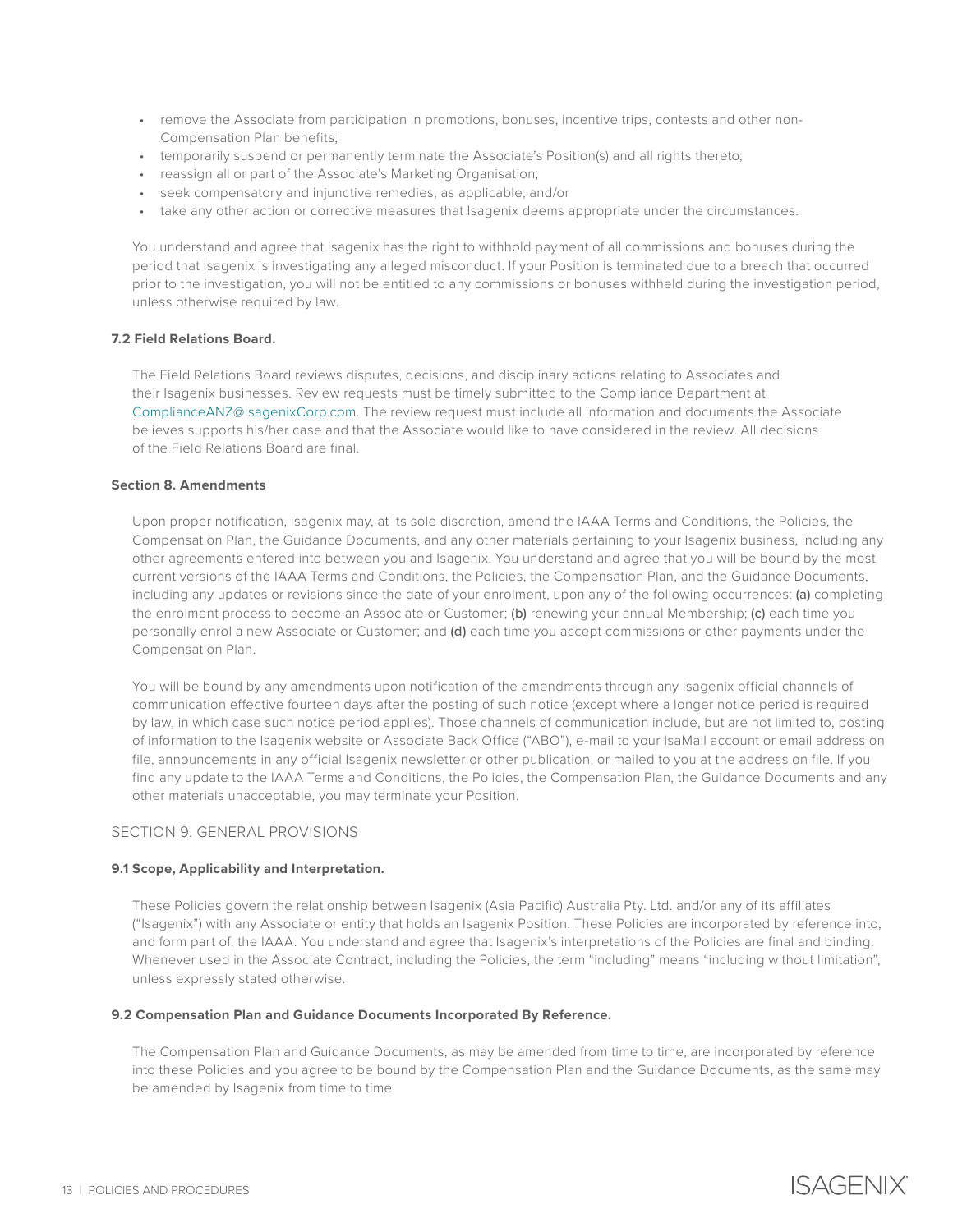- remove the Associate from participation in promotions, bonuses, incentive trips, contests and other non-Compensation Plan benefits;
- temporarily suspend or permanently terminate the Associate's Position(s) and all rights thereto;
- reassign all or part of the Associate's Marketing Organisation;
- seek compensatory and injunctive remedies, as applicable; and/or
- take any other action or corrective measures that Isagenix deems appropriate under the circumstances.

You understand and agree that Isagenix has the right to withhold payment of all commissions and bonuses during the period that Isagenix is investigating any alleged misconduct. If your Position is terminated due to a breach that occurred prior to the investigation, you will not be entitled to any commissions or bonuses withheld during the investigation period, unless otherwise required by law.

**7.2 Field Relations Board.**

The Field Relations Board reviews disputes, decisions, and disciplinary actions relating to Associates and their Isagenix businesses. Review requests must be timely submitted to the Compliance Department at ComplianceANZ@IsagenixCorp.com. The review request must include all information and documents the Associate believes supports his/her case and that the Associate would like to have considered in the review. All decisions of the Field Relations Board are final.

**Section 8. Amendments**

Upon proper notification, Isagenix may, at its sole discretion, amend the IAAA Terms and Conditions, the Policies, the Compensation Plan, the Guidance Documents, and any other materials pertaining to your Isagenix business, including any other agreements entered into between you and Isagenix. You understand and agree that you will be bound by the most current versions of the IAAA Terms and Conditions, the Policies, the Compensation Plan, and the Guidance Documents, including any updates or revisions since the date of your enrolment, upon any of the following occurrences: **(a)** completing the enrolment process to become an Associate or Customer; **(b)** renewing your annual Membership; **(c)** each time you personally enrol a new Associate or Customer; and **(d)** each time you accept commissions or other payments under the Compensation Plan.

You will be bound by any amendments upon notification of the amendments through any Isagenix official channels of communication effective fourteen days after the posting of such notice (except where a longer notice period is required by law, in which case such notice period applies). Those channels of communication include, but are not limited to, posting of information to the Isagenix website or Associate Back Office ("ABO"), e-mail to your IsaMail account or email address on file, announcements in any official Isagenix newsletter or other publication, or mailed to you at the address on file. If you find any update to the IAAA Terms and Conditions, the Policies, the Compensation Plan, the Guidance Documents and any other materials unacceptable, you may terminate your Position.

## SECTION 9. GENERAL PROVISIONS

**9.1 Scope, Applicability and Interpretation.**

These Policies govern the relationship between Isagenix (Asia Pacific) Australia Pty. Ltd. and/or any of its affiliates ("Isagenix") with any Associate or entity that holds an Isagenix Position. These Policies are incorporated by reference into, and form part of, the IAAA. You understand and agree that Isagenix's interpretations of the Policies are final and binding. Whenever used in the Associate Contract, including the Policies, the term "including" means "including without limitation", unless expressly stated otherwise.

**9.2 Compensation Plan and Guidance Documents Incorporated By Reference.**

The Compensation Plan and Guidance Documents, as may be amended from time to time, are incorporated by reference into these Policies and you agree to be bound by the Compensation Plan and the Guidance Documents, as the same may be amended by Isagenix from time to time.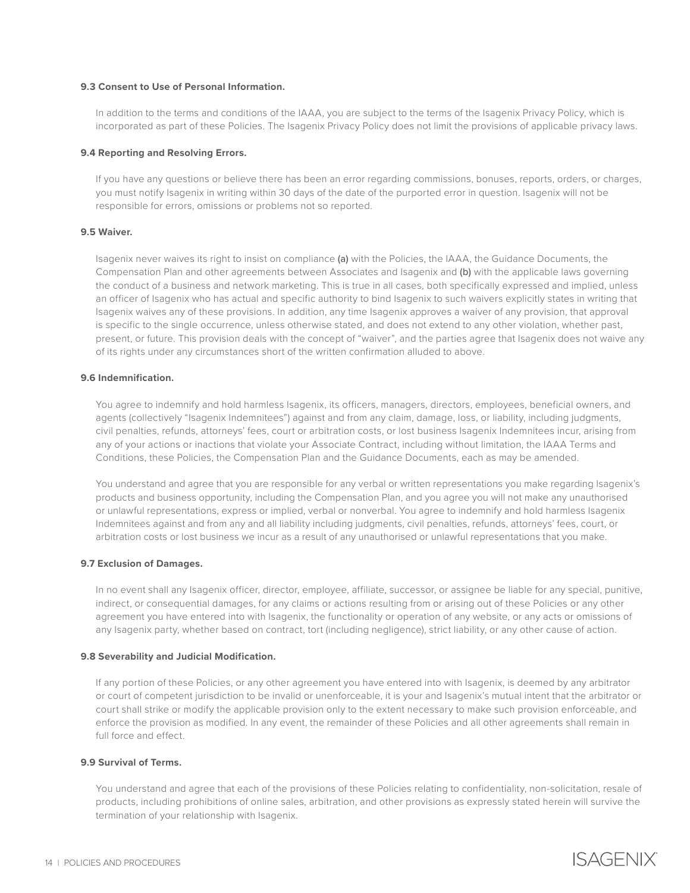**9.3 Consent to Use of Personal Information.**

In addition to the terms and conditions of the IAAA, you are subject to the terms of the Isagenix Privacy Policy, which is incorporated as part of these Policies. The Isagenix Privacy Policy does not limit the provisions of applicable privacy laws.

**9.4 Reporting and Resolving Errors.**

If you have any questions or believe there has been an error regarding commissions, bonuses, reports, orders, or charges, you must notify Isagenix in writing within 30 days of the date of the purported error in question. Isagenix will not be responsible for errors, omissions or problems not so reported.

**9.5 Waiver.**

Isagenix never waives its right to insist on compliance **(a)** with the Policies, the IAAA, the Guidance Documents, the Compensation Plan and other agreements between Associates and Isagenix and **(b)** with the applicable laws governing the conduct of a business and network marketing. This is true in all cases, both specifically expressed and implied, unless an officer of Isagenix who has actual and specific authority to bind Isagenix to such waivers explicitly states in writing that Isagenix waives any of these provisions. In addition, any time Isagenix approves a waiver of any provision, that approval is specific to the single occurrence, unless otherwise stated, and does not extend to any other violation, whether past, present, or future. This provision deals with the concept of "waiver", and the parties agree that Isagenix does not waive any of its rights under any circumstances short of the written confirmation alluded to above.

**9.6 Indemnification.**

You agree to indemnify and hold harmless Isagenix, its officers, managers, directors, employees, beneficial owners, and agents (collectively "Isagenix Indemnitees") against and from any claim, damage, loss, or liability, including judgments, civil penalties, refunds, attorneys' fees, court or arbitration costs, or lost business Isagenix Indemnitees incur, arising from any of your actions or inactions that violate your Associate Contract, including without limitation, the IAAA Terms and Conditions, these Policies, the Compensation Plan and the Guidance Documents, each as may be amended.

You understand and agree that you are responsible for any verbal or written representations you make regarding Isagenix's products and business opportunity, including the Compensation Plan, and you agree you will not make any unauthorised or unlawful representations, express or implied, verbal or nonverbal. You agree to indemnify and hold harmless Isagenix Indemnitees against and from any and all liability including judgments, civil penalties, refunds, attorneys' fees, court, or arbitration costs or lost business we incur as a result of any unauthorised or unlawful representations that you make.

**9.7 Exclusion of Damages.**

In no event shall any Isagenix officer, director, employee, affiliate, successor, or assignee be liable for any special, punitive, indirect, or consequential damages, for any claims or actions resulting from or arising out of these Policies or any other agreement you have entered into with Isagenix, the functionality or operation of any website, or any acts or omissions of any Isagenix party, whether based on contract, tort (including negligence), strict liability, or any other cause of action.

**9.8 Severability and Judicial Modification.**

If any portion of these Policies, or any other agreement you have entered into with Isagenix, is deemed by any arbitrator or court of competent jurisdiction to be invalid or unenforceable, it is your and Isagenix's mutual intent that the arbitrator or court shall strike or modify the applicable provision only to the extent necessary to make such provision enforceable, and enforce the provision as modified. In any event, the remainder of these Policies and all other agreements shall remain in full force and effect.

**9.9 Survival of Terms.**

You understand and agree that each of the provisions of these Policies relating to confidentiality, non-solicitation, resale of products, including prohibitions of online sales, arbitration, and other provisions as expressly stated herein will survive the termination of your relationship with Isagenix.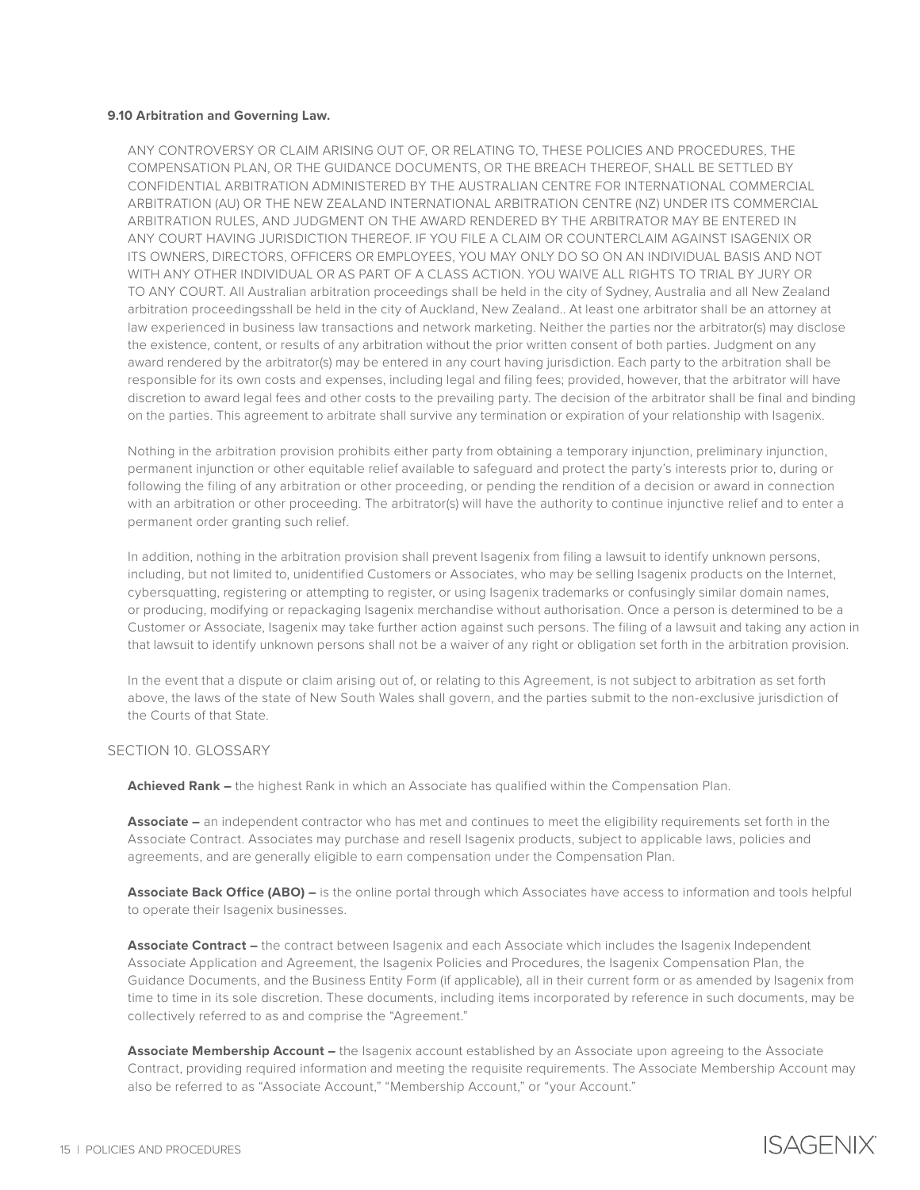**9.10 Arbitration and Governing Law.**

ANY CONTROVERSY OR CLAIM ARISING OUT OF, OR RELATING TO, THESE POLICIES AND PROCEDURES, THE COMPENSATION PLAN, OR THE GUIDANCE DOCUMENTS, OR THE BREACH THEREOF, SHALL BE SETTLED BY CONFIDENTIAL ARBITRATION ADMINISTERED BY THE AUSTRALIAN CENTRE FOR INTERNATIONAL COMMERCIAL ARBITRATION (AU) OR THE NEW ZEALAND INTERNATIONAL ARBITRATION CENTRE (NZ) UNDER ITS COMMERCIAL ARBITRATION RULES, AND JUDGMENT ON THE AWARD RENDERED BY THE ARBITRATOR MAY BE ENTERED IN ANY COURT HAVING JURISDICTION THEREOF. IF YOU FILE A CLAIM OR COUNTERCLAIM AGAINST ISAGENIX OR ITS OWNERS, DIRECTORS, OFFICERS OR EMPLOYEES, YOU MAY ONLY DO SO ON AN INDIVIDUAL BASIS AND NOT WITH ANY OTHER INDIVIDUAL OR AS PART OF A CLASS ACTION. YOU WAIVE ALL RIGHTS TO TRIAL BY JURY OR TO ANY COURT. All Australian arbitration proceedings shall be held in the city of Sydney, Australia and all New Zealand arbitration proceedingsshall be held in the city of Auckland, New Zealand.. At least one arbitrator shall be an attorney at law experienced in business law transactions and network marketing. Neither the parties nor the arbitrator(s) may disclose the existence, content, or results of any arbitration without the prior written consent of both parties. Judgment on any award rendered by the arbitrator(s) may be entered in any court having jurisdiction. Each party to the arbitration shall be responsible for its own costs and expenses, including legal and filing fees; provided, however, that the arbitrator will have discretion to award legal fees and other costs to the prevailing party. The decision of the arbitrator shall be final and binding on the parties. This agreement to arbitrate shall survive any termination or expiration of your relationship with Isagenix.

Nothing in the arbitration provision prohibits either party from obtaining a temporary injunction, preliminary injunction, permanent injunction or other equitable relief available to safeguard and protect the party's interests prior to, during or following the filing of any arbitration or other proceeding, or pending the rendition of a decision or award in connection with an arbitration or other proceeding. The arbitrator(s) will have the authority to continue injunctive relief and to enter a permanent order granting such relief.

In addition, nothing in the arbitration provision shall prevent Isagenix from filing a lawsuit to identify unknown persons, including, but not limited to, unidentified Customers or Associates, who may be selling Isagenix products on the Internet, cybersquatting, registering or attempting to register, or using Isagenix trademarks or confusingly similar domain names, or producing, modifying or repackaging Isagenix merchandise without authorisation. Once a person is determined to be a Customer or Associate, Isagenix may take further action against such persons. The filing of a lawsuit and taking any action in that lawsuit to identify unknown persons shall not be a waiver of any right or obligation set forth in the arbitration provision.

In the event that a dispute or claim arising out of, or relating to this Agreement, is not subject to arbitration as set forth above, the laws of the state of New South Wales shall govern, and the parties submit to the non-exclusive jurisdiction of the Courts of that State.

## SECTION 10. GLOSSARY

**Achieved Rank –** the highest Rank in which an Associate has qualified within the Compensation Plan.

**Associate –** an independent contractor who has met and continues to meet the eligibility requirements set forth in the Associate Contract. Associates may purchase and resell Isagenix products, subject to applicable laws, policies and agreements, and are generally eligible to earn compensation under the Compensation Plan.

**Associate Back Office (ABO) –** is the online portal through which Associates have access to information and tools helpful to operate their Isagenix businesses.

**Associate Contract –** the contract between Isagenix and each Associate which includes the Isagenix Independent Associate Application and Agreement, the Isagenix Policies and Procedures, the Isagenix Compensation Plan, the Guidance Documents, and the Business Entity Form (if applicable), all in their current form or as amended by Isagenix from time to time in its sole discretion. These documents, including items incorporated by reference in such documents, may be collectively referred to as and comprise the "Agreement."

**Associate Membership Account –** the Isagenix account established by an Associate upon agreeing to the Associate Contract, providing required information and meeting the requisite requirements. The Associate Membership Account may also be referred to as "Associate Account," "Membership Account," or "your Account."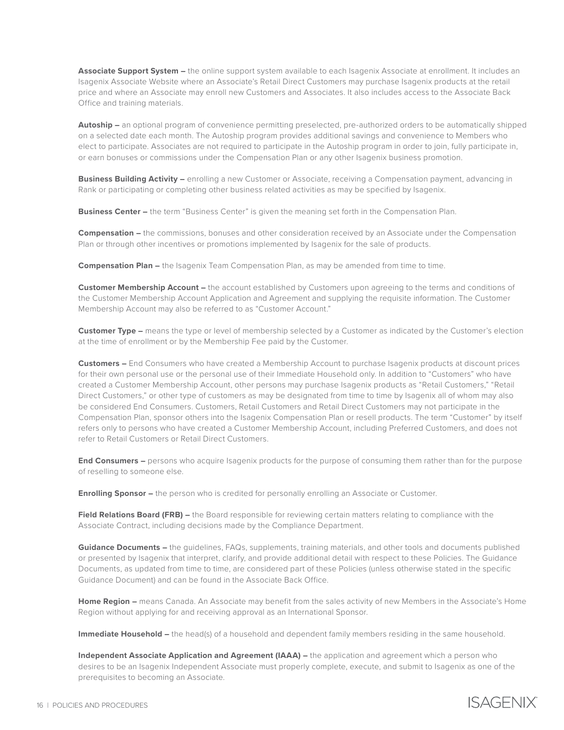**Associate Support System –** the online support system available to each Isagenix Associate at enrollment. It includes an Isagenix Associate Website where an Associate's Retail Direct Customers may purchase Isagenix products at the retail price and where an Associate may enroll new Customers and Associates. It also includes access to the Associate Back Office and training materials.

**Autoship –** an optional program of convenience permitting preselected, pre-authorized orders to be automatically shipped on a selected date each month. The Autoship program provides additional savings and convenience to Members who elect to participate. Associates are not required to participate in the Autoship program in order to join, fully participate in, or earn bonuses or commissions under the Compensation Plan or any other Isagenix business promotion.

**Business Building Activity –** enrolling a new Customer or Associate, receiving a Compensation payment, advancing in Rank or participating or completing other business related activities as may be specified by Isagenix.

**Business Center –** the term "Business Center" is given the meaning set forth in the Compensation Plan.

**Compensation –** the commissions, bonuses and other consideration received by an Associate under the Compensation Plan or through other incentives or promotions implemented by Isagenix for the sale of products.

**Compensation Plan –** the Isagenix Team Compensation Plan, as may be amended from time to time.

**Customer Membership Account –** the account established by Customers upon agreeing to the terms and conditions of the Customer Membership Account Application and Agreement and supplying the requisite information. The Customer Membership Account may also be referred to as "Customer Account."

**Customer Type –** means the type or level of membership selected by a Customer as indicated by the Customer's election at the time of enrollment or by the Membership Fee paid by the Customer.

**Customers –** End Consumers who have created a Membership Account to purchase Isagenix products at discount prices for their own personal use or the personal use of their Immediate Household only. In addition to "Customers" who have created a Customer Membership Account, other persons may purchase Isagenix products as "Retail Customers," "Retail Direct Customers," or other type of customers as may be designated from time to time by Isagenix all of whom may also be considered End Consumers. Customers, Retail Customers and Retail Direct Customers may not participate in the Compensation Plan, sponsor others into the Isagenix Compensation Plan or resell products. The term "Customer" by itself refers only to persons who have created a Customer Membership Account, including Preferred Customers, and does not refer to Retail Customers or Retail Direct Customers.

**End Consumers –** persons who acquire Isagenix products for the purpose of consuming them rather than for the purpose of reselling to someone else.

**Enrolling Sponsor –** the person who is credited for personally enrolling an Associate or Customer.

**Field Relations Board (FRB) –** the Board responsible for reviewing certain matters relating to compliance with the Associate Contract, including decisions made by the Compliance Department.

**Guidance Documents –** the guidelines, FAQs, supplements, training materials, and other tools and documents published or presented by Isagenix that interpret, clarify, and provide additional detail with respect to these Policies. The Guidance Documents, as updated from time to time, are considered part of these Policies (unless otherwise stated in the specific Guidance Document) and can be found in the Associate Back Office.

**Home Region –** means Canada. An Associate may benefit from the sales activity of new Members in the Associate's Home Region without applying for and receiving approval as an International Sponsor.

**Immediate Household –** the head(s) of a household and dependent family members residing in the same household.

**Independent Associate Application and Agreement (IAAA) –** the application and agreement which a person who desires to be an Isagenix Independent Associate must properly complete, execute, and submit to Isagenix as one of the prerequisites to becoming an Associate.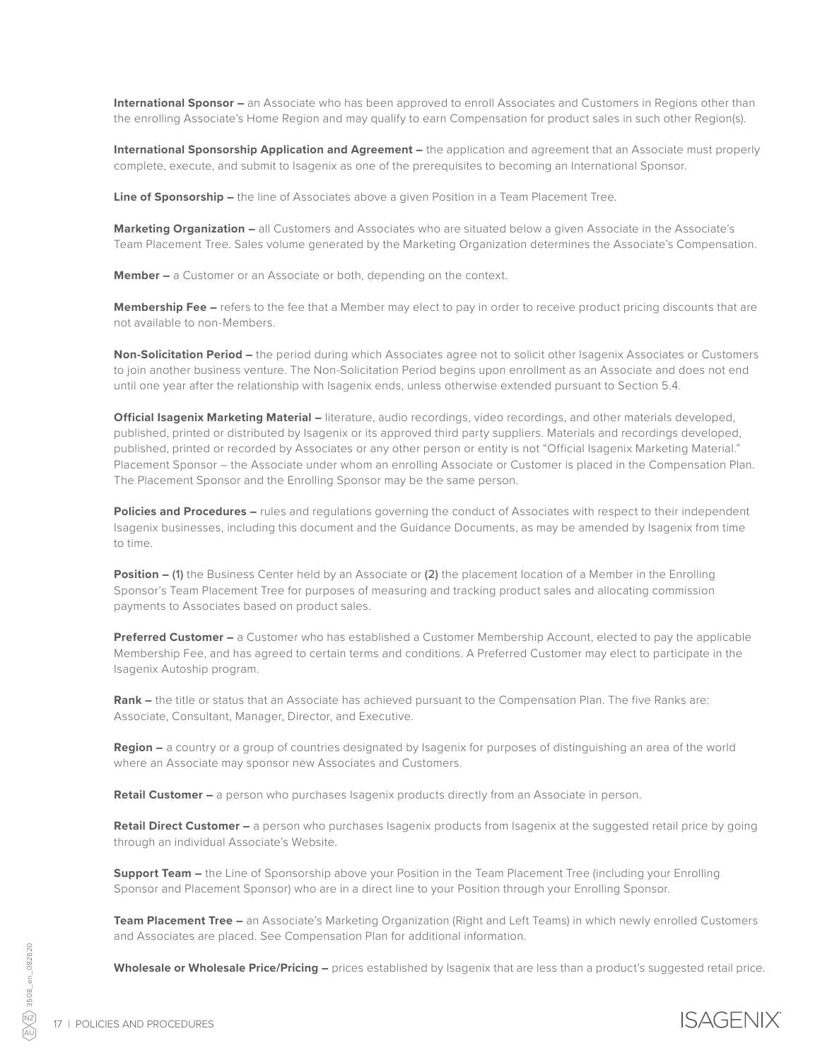**International Sponsor –** an Associate who has been approved to enroll Associates and Customers in Regions other than the enrolling Associate's Home Region and may qualify to earn Compensation for product sales in such other Region(s).

**International Sponsorship Application and Agreement –** the application and agreement that an Associate must properly complete, execute, and submit to Isagenix as one of the prerequisites to becoming an International Sponsor.

**Line of Sponsorship –** the line of Associates above a given Position in a Team Placement Tree.

**Marketing Organization –** all Customers and Associates who are situated below a given Associate in the Associate's Team Placement Tree. Sales volume generated by the Marketing Organization determines the Associate's Compensation.

**Member –** a Customer or an Associate or both, depending on the context.

**Membership Fee –** refers to the fee that a Member may elect to pay in order to receive product pricing discounts that are not available to non-Members.

**Non-Solicitation Period –** the period during which Associates agree not to solicit other Isagenix Associates or Customers to join another business venture. The Non-Solicitation Period begins upon enrollment as an Associate and does not end until one year after the relationship with Isagenix ends, unless otherwise extended pursuant to Section 5.4.

**Official Isagenix Marketing Material –** literature, audio recordings, video recordings, and other materials developed, published, printed or distributed by Isagenix or its approved third party suppliers. Materials and recordings developed, published, printed or recorded by Associates or any other person or entity is not "Official Isagenix Marketing Material." Placement Sponsor – the Associate under whom an enrolling Associate or Customer is placed in the Compensation Plan. The Placement Sponsor and the Enrolling Sponsor may be the same person.

**Policies and Procedures –** rules and regulations governing the conduct of Associates with respect to their independent Isagenix businesses, including this document and the Guidance Documents, as may be amended by Isagenix from time to time.

**Position – (1)** the Business Center held by an Associate or **(2)** the placement location of a Member in the Enrolling Sponsor's Team Placement Tree for purposes of measuring and tracking product sales and allocating commission payments to Associates based on product sales.

**Preferred Customer –** a Customer who has established a Customer Membership Account, elected to pay the applicable Membership Fee, and has agreed to certain terms and conditions. A Preferred Customer may elect to participate in the Isagenix Autoship program.

**Rank –** the title or status that an Associate has achieved pursuant to the Compensation Plan. The five Ranks are: Associate, Consultant, Manager, Director, and Executive.

**Region –** a country or a group of countries designated by Isagenix for purposes of distinguishing an area of the world where an Associate may sponsor new Associates and Customers.

**Retail Customer –** a person who purchases Isagenix products directly from an Associate in person.

**Retail Direct Customer –** a person who purchases Isagenix products from Isagenix at the suggested retail price by going through an individual Associate's Website.

**Support Team –** the Line of Sponsorship above your Position in the Team Placement Tree (including your Enrolling Sponsor and Placement Sponsor) who are in a direct line to your Position through your Enrolling Sponsor.

**Team Placement Tree –** an Associate's Marketing Organization (Right and Left Teams) in which newly enrolled Customers and Associates are placed. See Compensation Plan for additional information.

**Wholesale or Wholesale Price/Pricing –** prices established by Isagenix that are less than a product's suggested retail price.